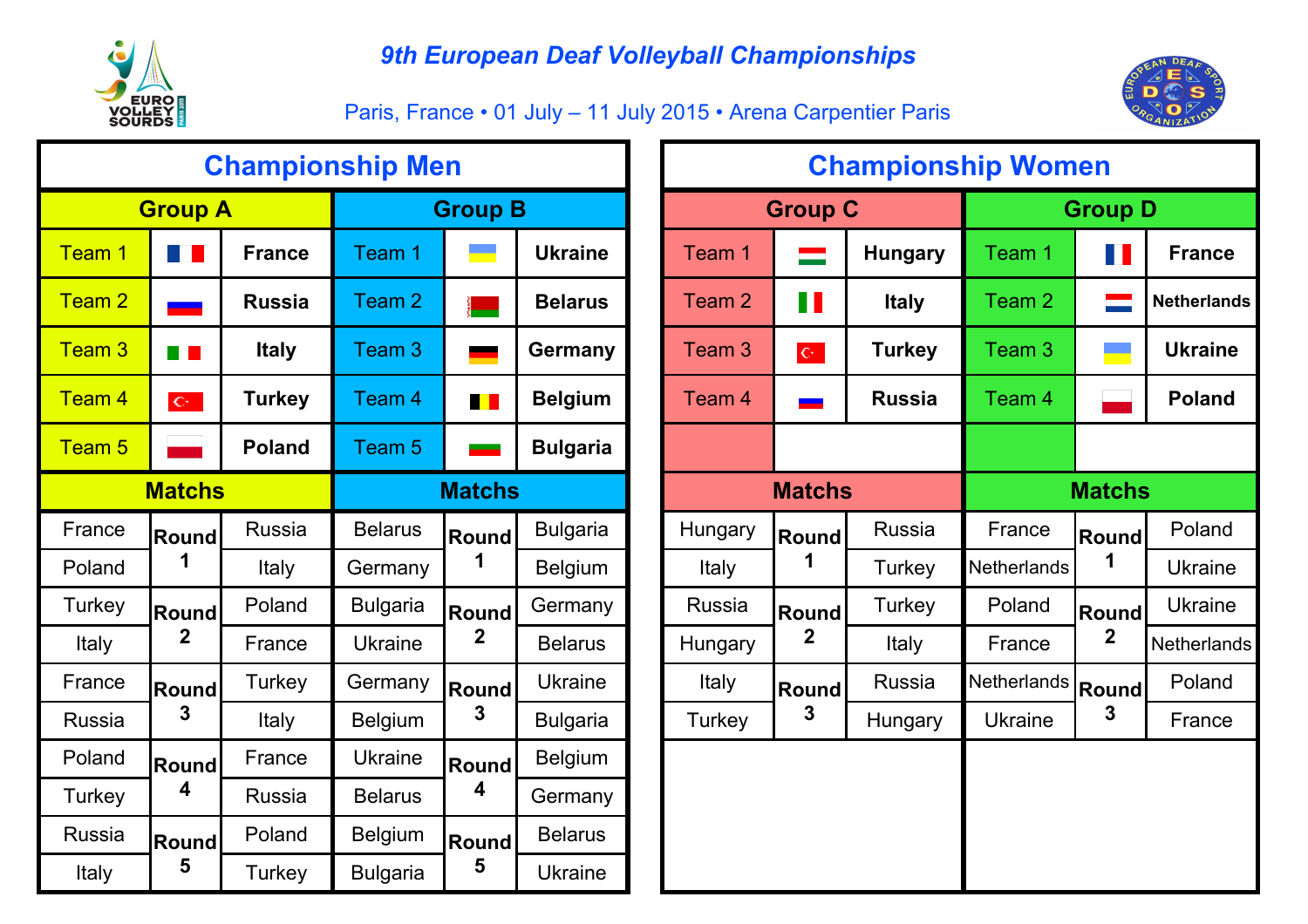# 9th European Deaf Volleyball Championships

Paris, France • 01 July – 11 July 2015 • Arena Carpentier Paris

## Championship Men

### Group A

| Team | Country |
| --- | --- |
| Team 1 | France |
| Team 2 | Russia |
| Team 3 | Italy |
| Team 4 | Turkey |
| Team 5 | Poland |

#### Matchs

| Home | Round | Away |
| --- | --- | --- |
| France | Round 1 | Russia |
| Poland | | Italy |
| Turkey | Round 2 | Poland |
| Italy | | France |
| France | Round 3 | Turkey |
| Russia | | Italy |
| Poland | Round 4 | France |
| Turkey | | Russia |
| Russia | Round 5 | Poland |
| Italy | | Turkey |

### Group B

| Team | Country |
| --- | --- |
| Team 1 | Ukraine |
| Team 2 | Belarus |
| Team 3 | Germany |
| Team 4 | Belgium |
| Team 5 | Bulgaria |

#### Matchs

| Home | Round | Away |
| --- | --- | --- |
| Belarus | Round 1 | Bulgaria |
| Germany | | Belgium |
| Bulgaria | Round 2 | Germany |
| Ukraine | | Belarus |
| Germany | Round 3 | Ukraine |
| Belgium | | Bulgaria |
| Ukraine | Round 4 | Belgium |
| Belarus | | Germany |
| Belgium | Round 5 | Belarus |
| Bulgaria | | Ukraine |

## Championship Women

### Group C

| Team | Country |
| --- | --- |
| Team 1 | Hungary |
| Team 2 | Italy |
| Team 3 | Turkey |
| Team 4 | Russia |

#### Matchs

| Home | Round | Away |
| --- | --- | --- |
| Hungary | Round 1 | Russia |
| Italy | | Turkey |
| Russia | Round 2 | Turkey |
| Hungary | | Italy |
| Italy | Round 3 | Russia |
| Turkey | | Hungary |

### Group D

| Team | Country |
| --- | --- |
| Team 1 | France |
| Team 2 | Netherlands |
| Team 3 | Ukraine |
| Team 4 | Poland |

#### Matchs

| Home | Round | Away |
| --- | --- | --- |
| France | Round 1 | Poland |
| Netherlands | | Ukraine |
| Poland | Round 2 | Ukraine |
| France | | Netherlands |
| Netherlands | Round 3 | Poland |
| Ukraine | | France |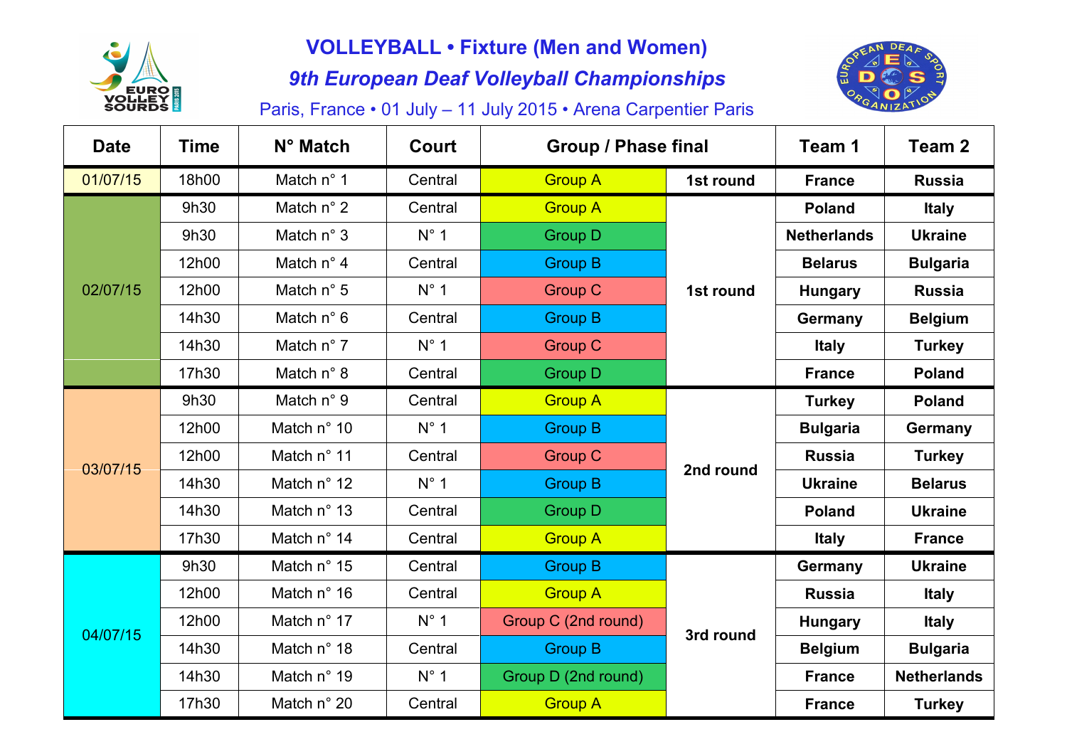# VOLLEYBALL • Fixture (Men and Women)

## *9th European Deaf Volleyball Championships*

Paris, France • 01 July – 11 July 2015 • Arena Carpentier Paris

| Date | Time | N° Match | Court | Group / Phase final | | Team 1 | Team 2 |
|---|---|---|---|---|---|---|---|
| 01/07/15 | 18h00 | Match n° 1 | Central | Group A | 1st round | France | Russia |
| 02/07/15 | 9h30 | Match n° 2 | Central | Group A | 1st round | Poland | Italy |
| | 9h30 | Match n° 3 | N° 1 | Group D | | Netherlands | Ukraine |
| | 12h00 | Match n° 4 | Central | Group B | | Belarus | Bulgaria |
| | 12h00 | Match n° 5 | N° 1 | Group C | | Hungary | Russia |
| | 14h30 | Match n° 6 | Central | Group B | | Germany | Belgium |
| | 14h30 | Match n° 7 | N° 1 | Group C | | Italy | Turkey |
| | 17h30 | Match n° 8 | Central | Group D | | France | Poland |
| 03/07/15 | 9h30 | Match n° 9 | Central | Group A | 2nd round | Turkey | Poland |
| | 12h00 | Match n° 10 | N° 1 | Group B | | Bulgaria | Germany |
| | 12h00 | Match n° 11 | Central | Group C | | Russia | Turkey |
| | 14h30 | Match n° 12 | N° 1 | Group B | | Ukraine | Belarus |
| | 14h30 | Match n° 13 | Central | Group D | | Poland | Ukraine |
| | 17h30 | Match n° 14 | Central | Group A | | Italy | France |
| 04/07/15 | 9h30 | Match n° 15 | Central | Group B | 3rd round | Germany | Ukraine |
| | 12h00 | Match n° 16 | Central | Group A | | Russia | Italy |
| | 12h00 | Match n° 17 | N° 1 | Group C (2nd round) | | Hungary | Italy |
| | 14h30 | Match n° 18 | Central | Group B | | Belgium | Bulgaria |
| | 14h30 | Match n° 19 | N° 1 | Group D (2nd round) | | France | Netherlands |
| | 17h30 | Match n° 20 | Central | Group A | | France | Turkey |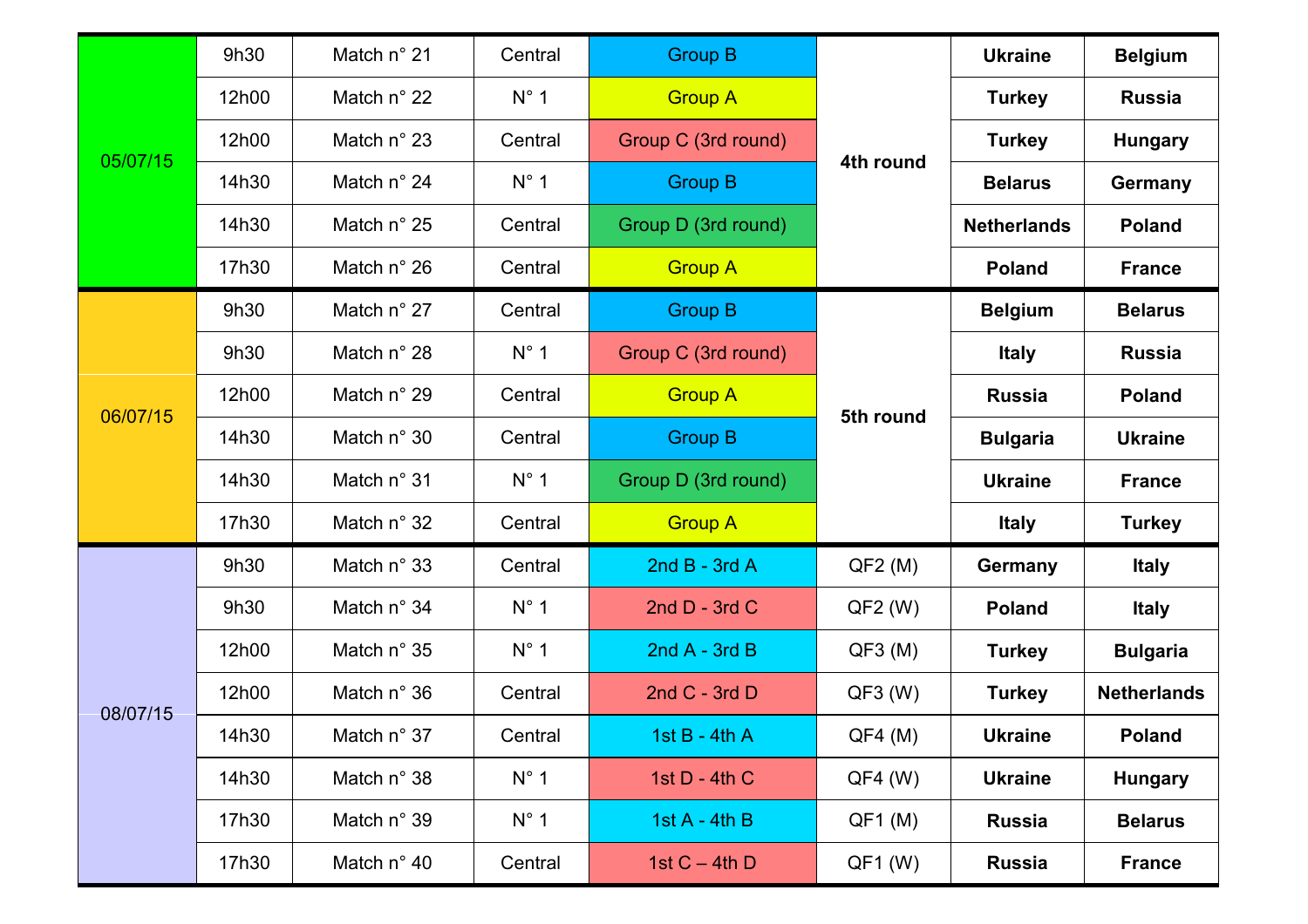| Date | Time | Match | Court | Group | Round | Team 1 | Team 2 |
|---|---|---|---|---|---|---|---|
| 05/07/15 | 9h30 | Match n° 21 | Central | Group B | 4th round | **Ukraine** | **Belgium** |
| | 12h00 | Match n° 22 | N° 1 | Group A | | **Turkey** | **Russia** |
| | 12h00 | Match n° 23 | Central | Group C (3rd round) | | **Turkey** | **Hungary** |
| | 14h30 | Match n° 24 | N° 1 | Group B | | **Belarus** | **Germany** |
| | 14h30 | Match n° 25 | Central | Group D (3rd round) | | **Netherlands** | **Poland** |
| | 17h30 | Match n° 26 | Central | Group A | | **Poland** | **France** |
| 06/07/15 | 9h30 | Match n° 27 | Central | Group B | 5th round | **Belgium** | **Belarus** |
| | 9h30 | Match n° 28 | N° 1 | Group C (3rd round) | | **Italy** | **Russia** |
| | 12h00 | Match n° 29 | Central | Group A | | **Russia** | **Poland** |
| | 14h30 | Match n° 30 | Central | Group B | | **Bulgaria** | **Ukraine** |
| | 14h30 | Match n° 31 | N° 1 | Group D (3rd round) | | **Ukraine** | **France** |
| | 17h30 | Match n° 32 | Central | Group A | | **Italy** | **Turkey** |
| 08/07/15 | 9h30 | Match n° 33 | Central | 2nd B - 3rd A | QF2 (M) | **Germany** | **Italy** |
| | 9h30 | Match n° 34 | N° 1 | 2nd D - 3rd C | QF2 (W) | **Poland** | **Italy** |
| | 12h00 | Match n° 35 | N° 1 | 2nd A - 3rd B | QF3 (M) | **Turkey** | **Bulgaria** |
| | 12h00 | Match n° 36 | Central | 2nd C - 3rd D | QF3 (W) | **Turkey** | **Netherlands** |
| | 14h30 | Match n° 37 | Central | 1st B - 4th A | QF4 (M) | **Ukraine** | **Poland** |
| | 14h30 | Match n° 38 | N° 1 | 1st D - 4th C | QF4 (W) | **Ukraine** | **Hungary** |
| | 17h30 | Match n° 39 | N° 1 | 1st A - 4th B | QF1 (M) | **Russia** | **Belarus** |
| | 17h30 | Match n° 40 | Central | 1st C – 4th D | QF1 (W) | **Russia** | **France** |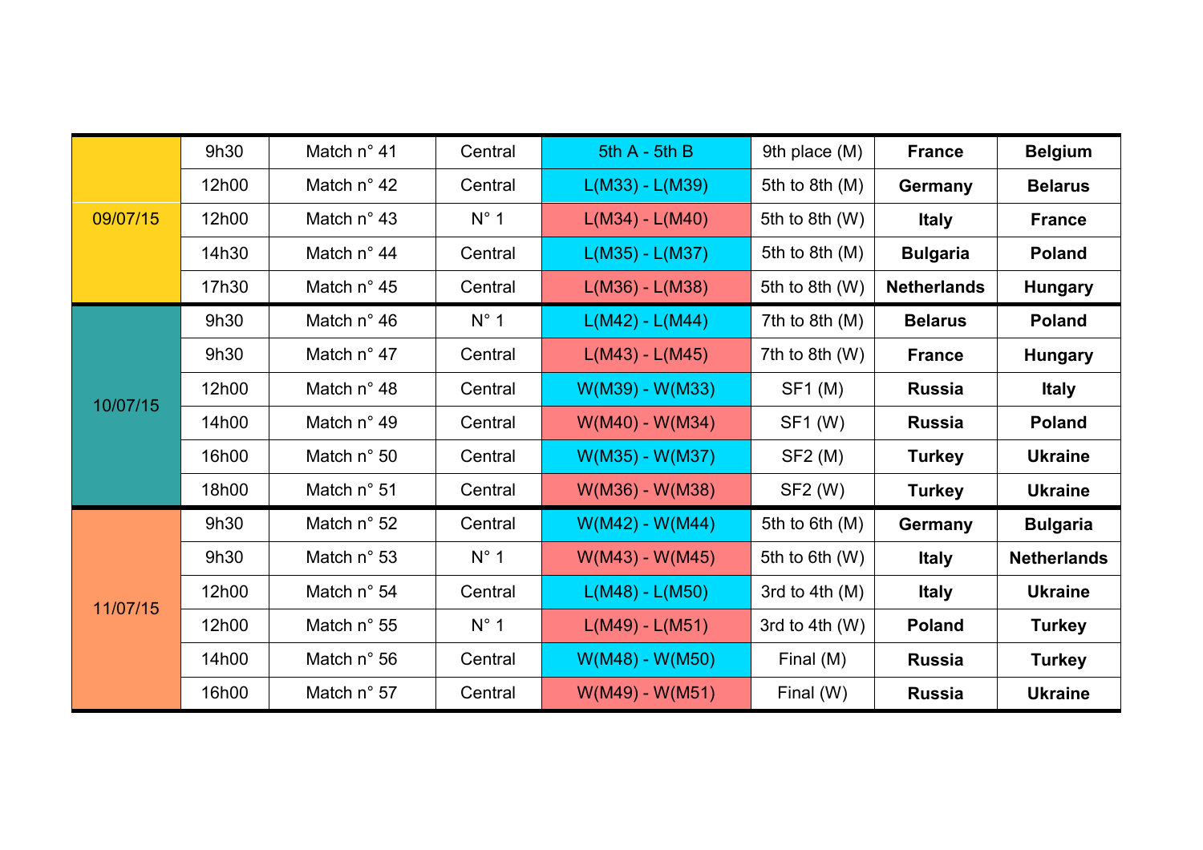| | | | | | | | |
|---|---|---|---|---|---|---|---|
| 09/07/15 | 9h30 | Match n° 41 | Central | 5th A - 5th B | 9th place (M) | **France** | **Belgium** |
| | 12h00 | Match n° 42 | Central | L(M33) - L(M39) | 5th to 8th (M) | **Germany** | **Belarus** |
| | 12h00 | Match n° 43 | N° 1 | L(M34) - L(M40) | 5th to 8th (W) | **Italy** | **France** |
| | 14h30 | Match n° 44 | Central | L(M35) - L(M37) | 5th to 8th (M) | **Bulgaria** | **Poland** |
| | 17h30 | Match n° 45 | Central | L(M36) - L(M38) | 5th to 8th (W) | **Netherlands** | **Hungary** |
| 10/07/15 | 9h30 | Match n° 46 | N° 1 | L(M42) - L(M44) | 7th to 8th (M) | **Belarus** | **Poland** |
| | 9h30 | Match n° 47 | Central | L(M43) - L(M45) | 7th to 8th (W) | **France** | **Hungary** |
| | 12h00 | Match n° 48 | Central | W(M39) - W(M33) | SF1 (M) | **Russia** | **Italy** |
| | 14h00 | Match n° 49 | Central | W(M40) - W(M34) | SF1 (W) | **Russia** | **Poland** |
| | 16h00 | Match n° 50 | Central | W(M35) - W(M37) | SF2 (M) | **Turkey** | **Ukraine** |
| | 18h00 | Match n° 51 | Central | W(M36) - W(M38) | SF2 (W) | **Turkey** | **Ukraine** |
| 11/07/15 | 9h30 | Match n° 52 | Central | W(M42) - W(M44) | 5th to 6th (M) | **Germany** | **Bulgaria** |
| | 9h30 | Match n° 53 | N° 1 | W(M43) - W(M45) | 5th to 6th (W) | **Italy** | **Netherlands** |
| | 12h00 | Match n° 54 | Central | L(M48) - L(M50) | 3rd to 4th (M) | **Italy** | **Ukraine** |
| | 12h00 | Match n° 55 | N° 1 | L(M49) - L(M51) | 3rd to 4th (W) | **Poland** | **Turkey** |
| | 14h00 | Match n° 56 | Central | W(M48) - W(M50) | Final (M) | **Russia** | **Turkey** |
| | 16h00 | Match n° 57 | Central | W(M49) - W(M51) | Final (W) | **Russia** | **Ukraine** |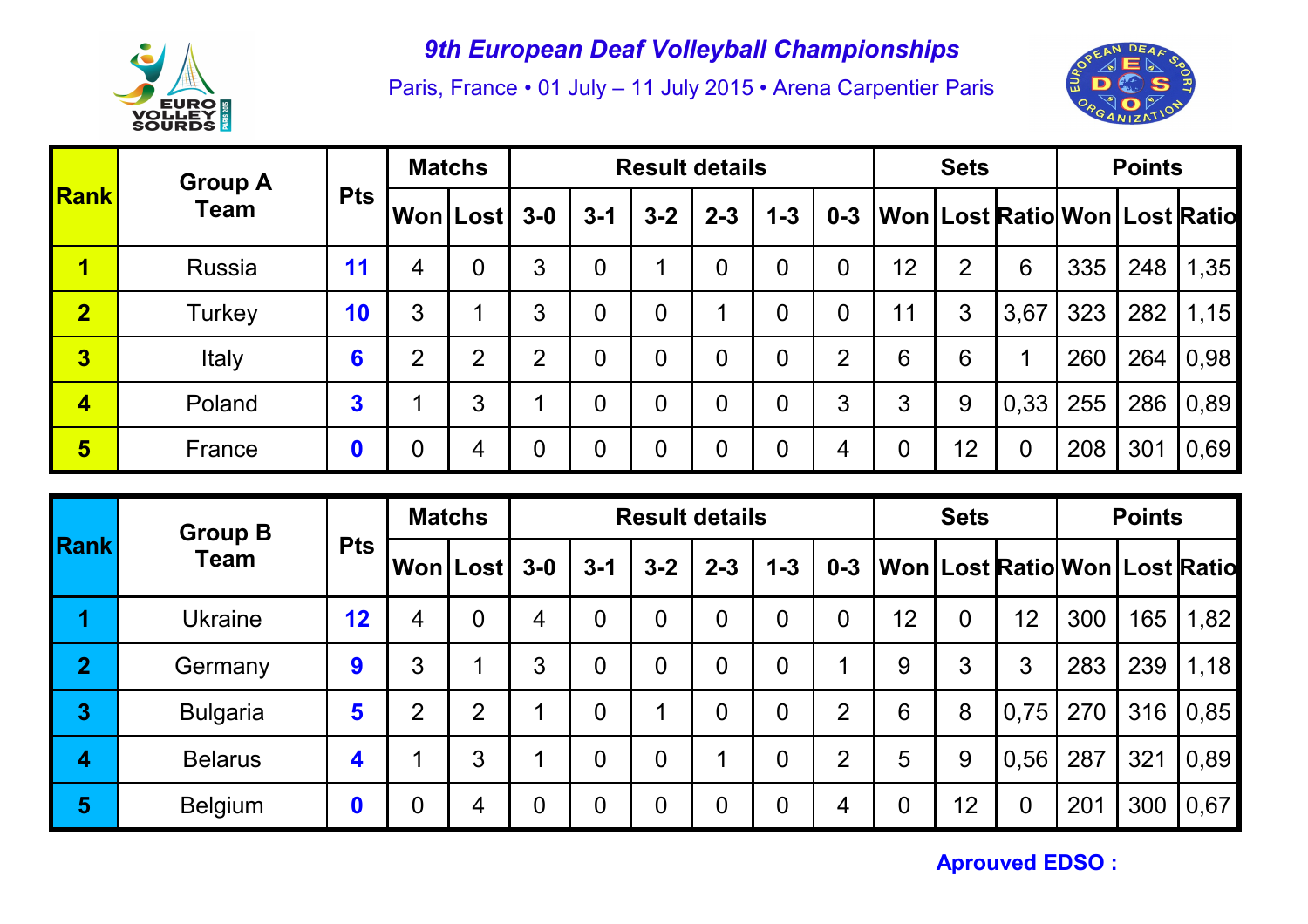# 9th European Deaf Volleyball Championships

Paris, France • 01 July – 11 July 2015 • Arena Carpentier Paris

| Rank | Group A Team | Pts | Matchs | | Result details | | | | | | Sets | | | Points | | |
|---|---|---|---|---|---|---|---|---|---|---|---|---|---|---|---|---|
| | | | Won | Lost | 3-0 | 3-1 | 3-2 | 2-3 | 1-3 | 0-3 | Won | Lost | Ratio | Won | Lost | Ratio |
| 1 | Russia | 11 | 4 | 0 | 3 | 0 | 1 | 0 | 0 | 0 | 12 | 2 | 6 | 335 | 248 | 1,35 |
| 2 | Turkey | 10 | 3 | 1 | 3 | 0 | 0 | 1 | 0 | 0 | 11 | 3 | 3,67 | 323 | 282 | 1,15 |
| 3 | Italy | 6 | 2 | 2 | 2 | 0 | 0 | 0 | 0 | 2 | 6 | 6 | 1 | 260 | 264 | 0,98 |
| 4 | Poland | 3 | 1 | 3 | 1 | 0 | 0 | 0 | 0 | 3 | 3 | 9 | 0,33 | 255 | 286 | 0,89 |
| 5 | France | 0 | 0 | 4 | 0 | 0 | 0 | 0 | 0 | 4 | 0 | 12 | 0 | 208 | 301 | 0,69 |

| Rank | Group B Team | Pts | Matchs | | Result details | | | | | | Sets | | | Points | | |
|---|---|---|---|---|---|---|---|---|---|---|---|---|---|---|---|---|
| | | | Won | Lost | 3-0 | 3-1 | 3-2 | 2-3 | 1-3 | 0-3 | Won | Lost | Ratio | Won | Lost | Ratio |
| 1 | Ukraine | 12 | 4 | 0 | 4 | 0 | 0 | 0 | 0 | 0 | 12 | 0 | 12 | 300 | 165 | 1,82 |
| 2 | Germany | 9 | 3 | 1 | 3 | 0 | 0 | 0 | 0 | 1 | 9 | 3 | 3 | 283 | 239 | 1,18 |
| 3 | Bulgaria | 5 | 2 | 2 | 1 | 0 | 1 | 0 | 0 | 2 | 6 | 8 | 0,75 | 270 | 316 | 0,85 |
| 4 | Belarus | 4 | 1 | 3 | 1 | 0 | 0 | 1 | 0 | 2 | 5 | 9 | 0,56 | 287 | 321 | 0,89 |
| 5 | Belgium | 0 | 0 | 4 | 0 | 0 | 0 | 0 | 0 | 4 | 0 | 12 | 0 | 201 | 300 | 0,67 |

**Aprouved EDSO :**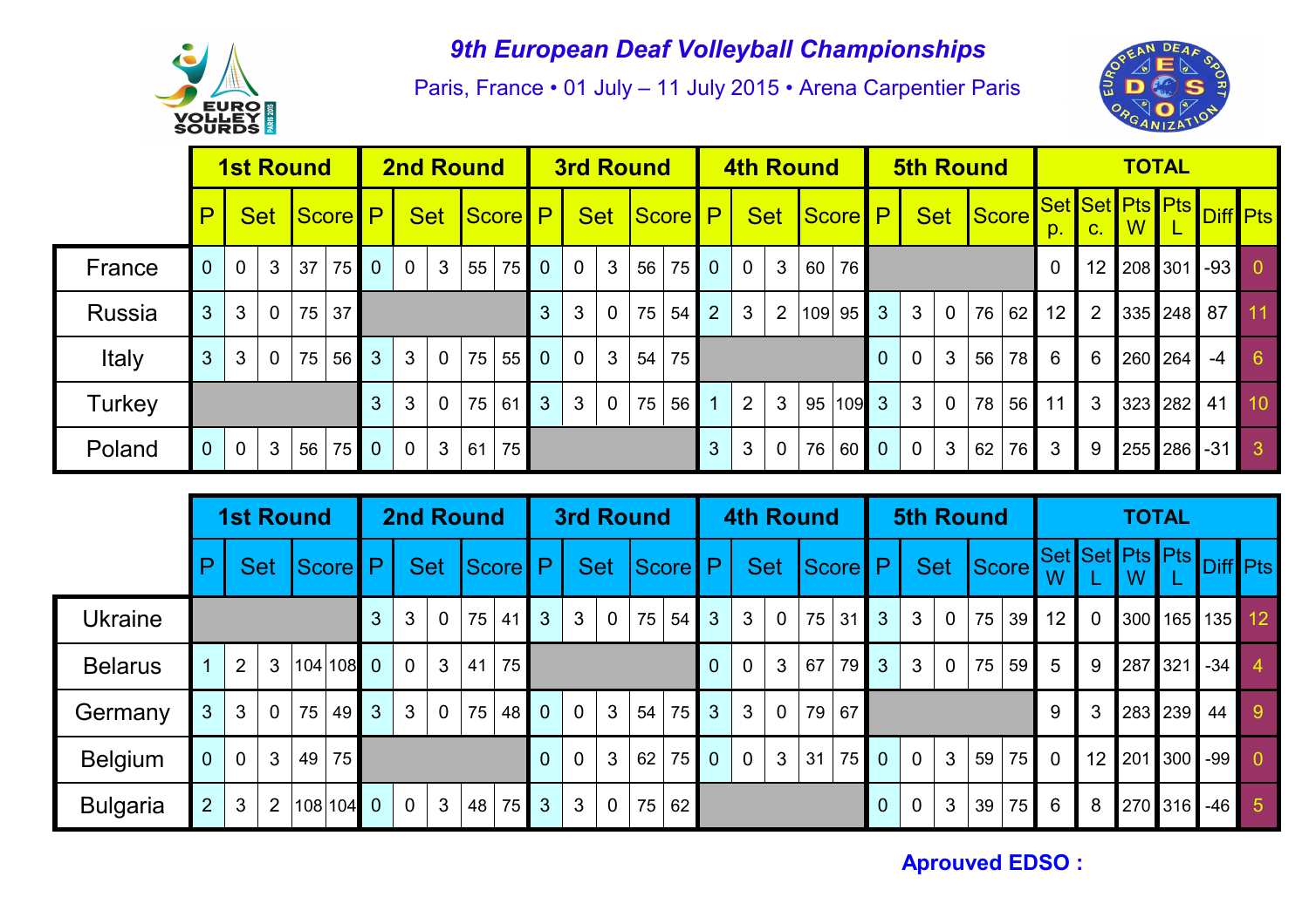# 9th European Deaf Volleyball Championships

Paris, France • 01 July – 11 July 2015 • Arena Carpentier Paris

| | 1st Round | | | | | 2nd Round | | | | | 3rd Round | | | | | 4th Round | | | | | 5th Round | | | | | TOTAL | | | | | |
|---|---|---|---|---|---|---|---|---|---|---|---|---|---|---|---|---|---|---|---|---|---|---|---|---|---|---|---|---|---|---|---|
| | P | Set | | Score | | P | Set | | Score | | P | Set | | Score | | P | Set | | Score | | P | Set | | Score | | Set p. | Set c. | Pts W | Pts L | Diff | Pts |
| France | 0 | 0 | 3 | 37 | 75 | 0 | 0 | 3 | 55 | 75 | 0 | 0 | 3 | 56 | 75 | 0 | 0 | 3 | 60 | 76 | | | | | | 0 | 12 | 208 | 301 | -93 | 0 |
| Russia | 3 | 3 | 0 | 75 | 37 | | | | | | 3 | 3 | 0 | 75 | 54 | 2 | 3 | 2 | 109 | 95 | 3 | 3 | 0 | 76 | 62 | 12 | 2 | 335 | 248 | 87 | 11 |
| Italy | 3 | 3 | 0 | 75 | 56 | 3 | 3 | 0 | 75 | 55 | 0 | 0 | 3 | 54 | 75 | | | | | | 0 | 0 | 3 | 56 | 78 | 6 | 6 | 260 | 264 | -4 | 6 |
| Turkey | | | | | | 3 | 3 | 0 | 75 | 61 | 3 | 3 | 0 | 75 | 56 | 1 | 2 | 3 | 95 | 109 | 3 | 3 | 0 | 78 | 56 | 11 | 3 | 323 | 282 | 41 | 10 |
| Poland | 0 | 0 | 3 | 56 | 75 | 0 | 0 | 3 | 61 | 75 | | | | | | 3 | 3 | 0 | 76 | 60 | 0 | 0 | 3 | 62 | 76 | 3 | 9 | 255 | 286 | -31 | 3 |

| | 1st Round | | | | | 2nd Round | | | | | 3rd Round | | | | | 4th Round | | | | | 5th Round | | | | | TOTAL | | | | | |
|---|---|---|---|---|---|---|---|---|---|---|---|---|---|---|---|---|---|---|---|---|---|---|---|---|---|---|---|---|---|---|---|
| | P | Set | | Score | | P | Set | | Score | | P | Set | | Score | | P | Set | | Score | | P | Set | | Score | | Set W | Set L | Pts W | Pts L | Diff | Pts |
| Ukraine | | | | | | 3 | 3 | 0 | 75 | 41 | 3 | 3 | 0 | 75 | 54 | 3 | 3 | 0 | 75 | 31 | 3 | 3 | 0 | 75 | 39 | 12 | 0 | 300 | 165 | 135 | 12 |
| Belarus | 1 | 2 | 3 | 104 | 108 | 0 | 0 | 3 | 41 | 75 | | | | | | 0 | 0 | 3 | 67 | 79 | 3 | 3 | 0 | 75 | 59 | 5 | 9 | 287 | 321 | -34 | 4 |
| Germany | 3 | 3 | 0 | 75 | 49 | 3 | 3 | 0 | 75 | 48 | 0 | 0 | 3 | 54 | 75 | 3 | 3 | 0 | 79 | 67 | | | | | | 9 | 3 | 283 | 239 | 44 | 9 |
| Belgium | 0 | 0 | 3 | 49 | 75 | | | | | | 0 | 0 | 3 | 62 | 75 | 0 | 0 | 3 | 31 | 75 | 0 | 0 | 3 | 59 | 75 | 0 | 12 | 201 | 300 | -99 | 0 |
| Bulgaria | 2 | 3 | 2 | 108 | 104 | 0 | 0 | 3 | 48 | 75 | 3 | 3 | 0 | 75 | 62 | | | | | | 0 | 0 | 3 | 39 | 75 | 6 | 8 | 270 | 316 | -46 | 5 |

**Aprouved EDSO :**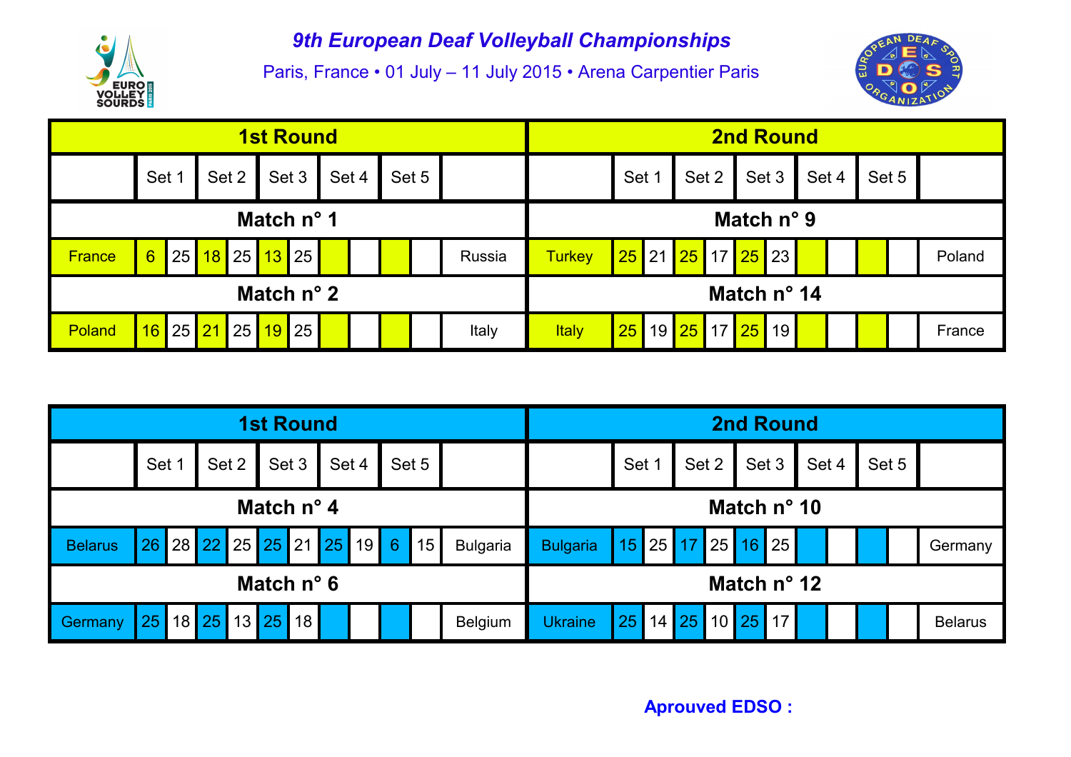# 9th European Deaf Volleyball Championships

Paris, France • 01 July – 11 July 2015 • Arena Carpentier Paris

| 1st Round | | | | | | | | | | | | 2nd Round | | | | | | | | | | | |
|---|---|---|---|---|---|---|---|---|---|---|---|---|---|---|---|---|---|---|---|---|---|---|---|
| | Set 1 | | Set 2 | | Set 3 | | Set 4 | | Set 5 | | | | Set 1 | | Set 2 | | Set 3 | | Set 4 | | Set 5 | | |
| **Match n° 1** | | | | | | | | | | | | **Match n° 9** | | | | | | | | | | | |
| France | 6 | 25 | 18 | 25 | 13 | 25 | | | | | Russia | Turkey | 25 | 21 | 25 | 17 | 25 | 23 | | | | | Poland |
| **Match n° 2** | | | | | | | | | | | | **Match n° 14** | | | | | | | | | | | |
| Poland | 16 | 25 | 21 | 25 | 19 | 25 | | | | | Italy | Italy | 25 | 19 | 25 | 17 | 25 | 19 | | | | | France |

| 1st Round | | | | | | | | | | | | 2nd Round | | | | | | | | | | | |
|---|---|---|---|---|---|---|---|---|---|---|---|---|---|---|---|---|---|---|---|---|---|---|---|
| | Set 1 | | Set 2 | | Set 3 | | Set 4 | | Set 5 | | | | Set 1 | | Set 2 | | Set 3 | | Set 4 | | Set 5 | | |
| **Match n° 4** | | | | | | | | | | | | **Match n° 10** | | | | | | | | | | | |
| Belarus | 26 | 28 | 22 | 25 | 25 | 21 | 25 | 19 | 6 | 15 | Bulgaria | Bulgaria | 15 | 25 | 17 | 25 | 16 | 25 | | | | | Germany |
| **Match n° 6** | | | | | | | | | | | | **Match n° 12** | | | | | | | | | | | |
| Germany | 25 | 18 | 25 | 13 | 25 | 18 | | | | | Belgium | Ukraine | 25 | 14 | 25 | 10 | 25 | 17 | | | | | Belarus |

**Aprouved EDSO :**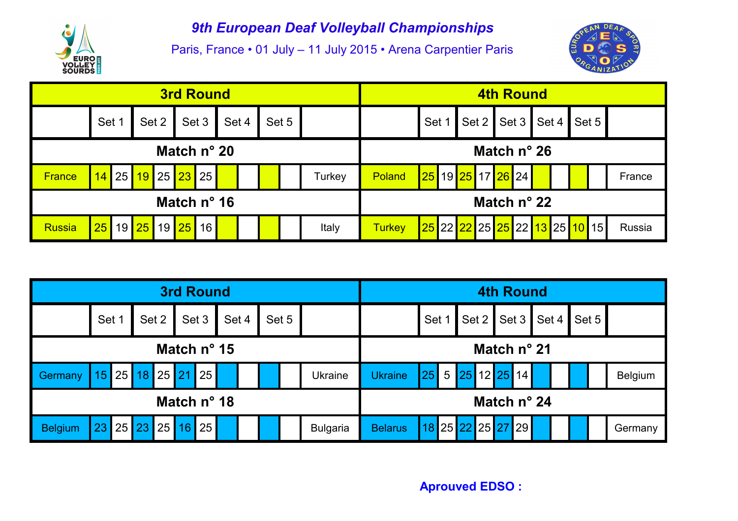# 9th European Deaf Volleyball Championships

Paris, France • 01 July – 11 July 2015 • Arena Carpentier Paris

| 3rd Round | | | | | | | | | | | | 4th Round | | | | | | | | | | | |
|---|---|---|---|---|---|---|---|---|---|---|---|---|---|---|---|---|---|---|---|---|---|---|---|
| | Set 1 | | Set 2 | | Set 3 | | Set 4 | | Set 5 | | | | Set 1 | | Set 2 | | Set 3 | | Set 4 | | Set 5 | | |
| **Match n° 20** | | | | | | | | | | | | **Match n° 26** | | | | | | | | | | | |
| France | 14 | 25 | 19 | 25 | 23 | 25 | | | | | Turkey | Poland | 25 | 19 | 25 | 17 | 26 | 24 | | | | | France |
| **Match n° 16** | | | | | | | | | | | | **Match n° 22** | | | | | | | | | | | |
| Russia | 25 | 19 | 25 | 19 | 25 | 16 | | | | | Italy | Turkey | 25 | 22 | 22 | 25 | 25 | 22 | 13 | 25 | 10 | 15 | Russia |

| 3rd Round | | | | | | | | | | | | 4th Round | | | | | | | | | | | |
|---|---|---|---|---|---|---|---|---|---|---|---|---|---|---|---|---|---|---|---|---|---|---|---|
| | Set 1 | | Set 2 | | Set 3 | | Set 4 | | Set 5 | | | | Set 1 | | Set 2 | | Set 3 | | Set 4 | | Set 5 | | |
| **Match n° 15** | | | | | | | | | | | | **Match n° 21** | | | | | | | | | | | |
| Germany | 15 | 25 | 18 | 25 | 21 | 25 | | | | | Ukraine | Ukraine | 25 | 5 | 25 | 12 | 25 | 14 | | | | | Belgium |
| **Match n° 18** | | | | | | | | | | | | **Match n° 24** | | | | | | | | | | | |
| Belgium | 23 | 25 | 23 | 25 | 16 | 25 | | | | | Bulgaria | Belarus | 18 | 25 | 22 | 25 | 27 | 29 | | | | | Germany |

**Aprouved EDSO :**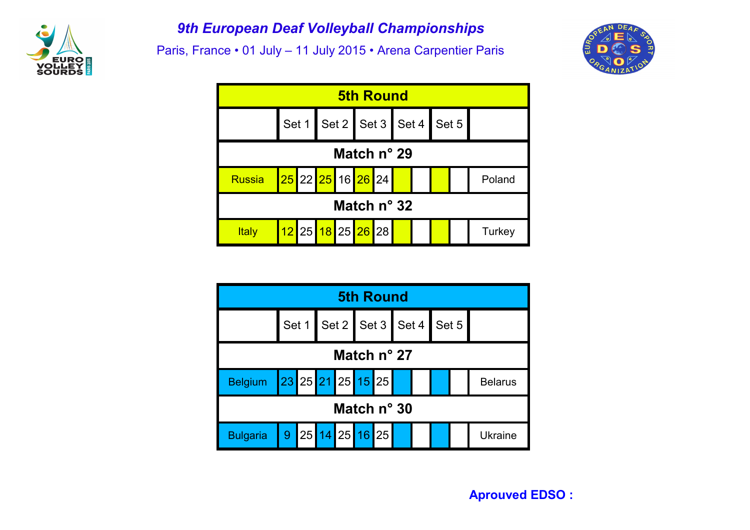# 9th European Deaf Volleyball Championships

Paris, France • 01 July – 11 July 2015 • Arena Carpentier Paris

## 5th Round

| | Set 1 | | Set 2 | | Set 3 | | Set 4 | | Set 5 | | |
|---|---|---|---|---|---|---|---|---|---|---|---|
| **Match n° 29** | | | | | | | | | | | |
| Russia | 25 | 22 | 25 | 16 | 26 | 24 | | | | | Poland |
| **Match n° 32** | | | | | | | | | | | |
| Italy | 12 | 25 | 18 | 25 | 26 | 28 | | | | | Turkey |

## 5th Round

| | Set 1 | | Set 2 | | Set 3 | | Set 4 | | Set 5 | | |
|---|---|---|---|---|---|---|---|---|---|---|---|
| **Match n° 27** | | | | | | | | | | | |
| Belgium | 23 | 25 | 21 | 25 | 15 | 25 | | | | | Belarus |
| **Match n° 30** | | | | | | | | | | | |
| Bulgaria | 9 | 25 | 14 | 25 | 16 | 25 | | | | | Ukraine |

**Aprouved EDSO :**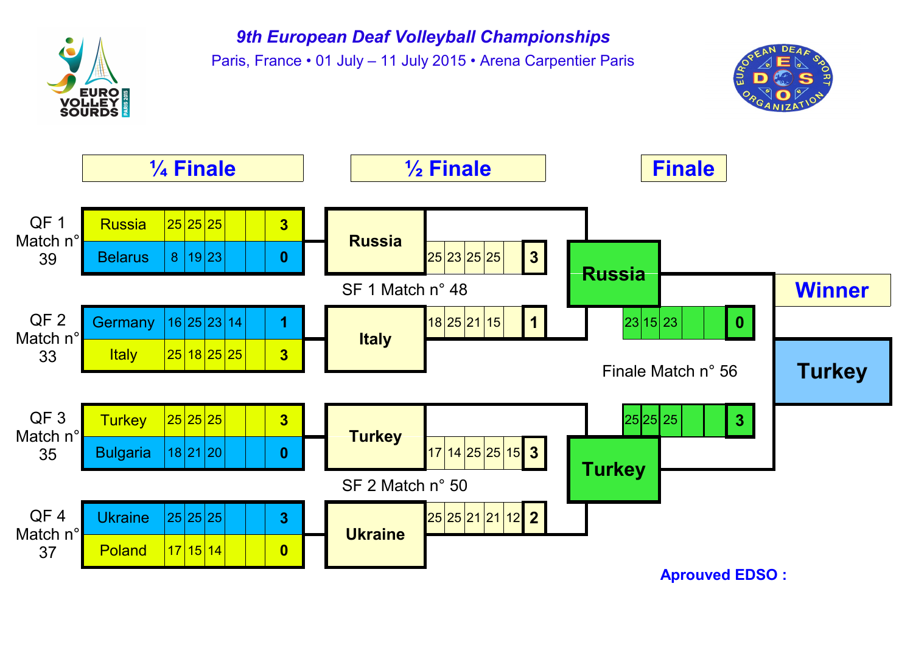# 9th European Deaf Volleyball Championships

Paris, France • 01 July – 11 July 2015 • Arena Carpentier Paris

## ¼ Finale

| Match | Team | Set 1 | Set 2 | Set 3 | Set 4 | Set 5 | Result |
|---|---|---|---|---|---|---|---|
| QF 1 Match n° 39 | Russia | 25 | 25 | 25 | | | 3 |
| | Belarus | 8 | 19 | 23 | | | 0 |
| QF 2 Match n° 33 | Germany | 16 | 25 | 23 | 14 | | 1 |
| | Italy | 25 | 18 | 25 | 25 | | 3 |
| QF 3 Match n° 35 | Turkey | 25 | 25 | 25 | | | 3 |
| | Bulgaria | 18 | 21 | 20 | | | 0 |
| QF 4 Match n° 37 | Ukraine | 25 | 25 | 25 | | | 3 |
| | Poland | 17 | 15 | 14 | | | 0 |

## ½ Finale

| Match | Team | Set 1 | Set 2 | Set 3 | Set 4 | Set 5 | Result |
|---|---|---|---|---|---|---|---|
| SF 1 Match n° 48 | Russia | 25 | 23 | 25 | 25 | | 3 |
| | Italy | 18 | 25 | 21 | 15 | | 1 |
| SF 2 Match n° 50 | Turkey | 17 | 14 | 25 | 25 | 15 | 3 |
| | Ukraine | 25 | 25 | 21 | 21 | 12 | 2 |

## Finale

| Match | Team | Set 1 | Set 2 | Set 3 | Set 4 | Set 5 | Result |
|---|---|---|---|---|---|---|---|
| Finale Match n° 56 | Russia | 23 | 15 | 23 | | | 0 |
| | Turkey | 25 | 25 | 25 | | | 3 |

**Winner**

**Turkey**

**Aprouved EDSO :**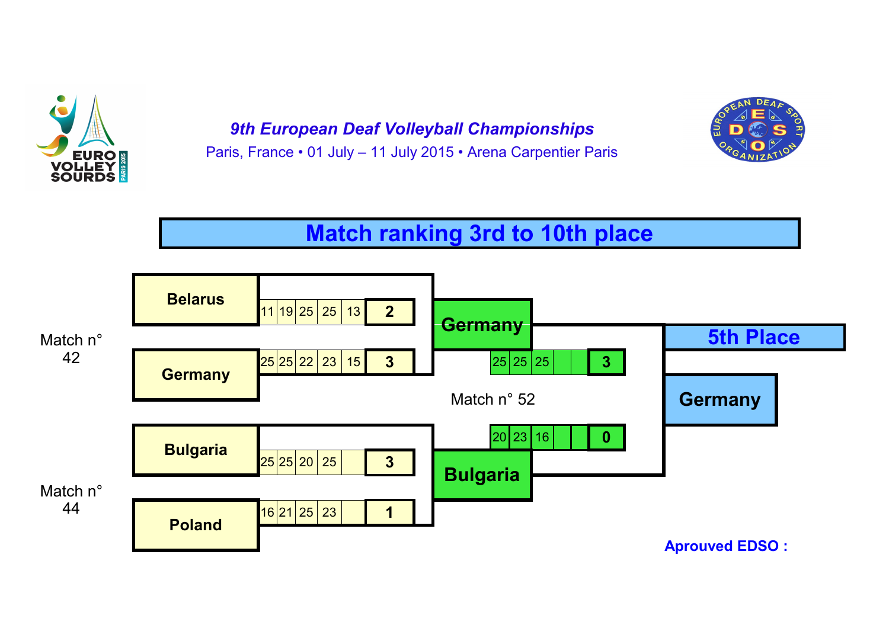*9th European Deaf Volleyball Championships*

Paris, France • 01 July – 11 July 2015 • Arena Carpentier Paris

## Match ranking 3rd to 10th place

**Match n° 42**

| Team | Set 1 | Set 2 | Set 3 | Set 4 | Set 5 | Result |
|---|---|---|---|---|---|---|
| **Belarus** | 11 | 19 | 25 | 25 | 13 | **2** |
| **Germany** | 25 | 25 | 22 | 23 | 15 | **3** |

**Match n° 44**

| Team | Set 1 | Set 2 | Set 3 | Set 4 | Set 5 | Result |
|---|---|---|---|---|---|---|
| **Bulgaria** | 25 | 25 | 20 | 25 | | **3** |
| **Poland** | 16 | 21 | 25 | 23 | | **1** |

**Match n° 52**

| Team | Set 1 | Set 2 | Set 3 | Set 4 | Set 5 | Result |
|---|---|---|---|---|---|---|
| **Germany** | 25 | 25 | 25 | | | **3** |
| **Bulgaria** | 20 | 23 | 16 | | | **0** |

**5th Place**

**Germany**

**Aprouved EDSO :**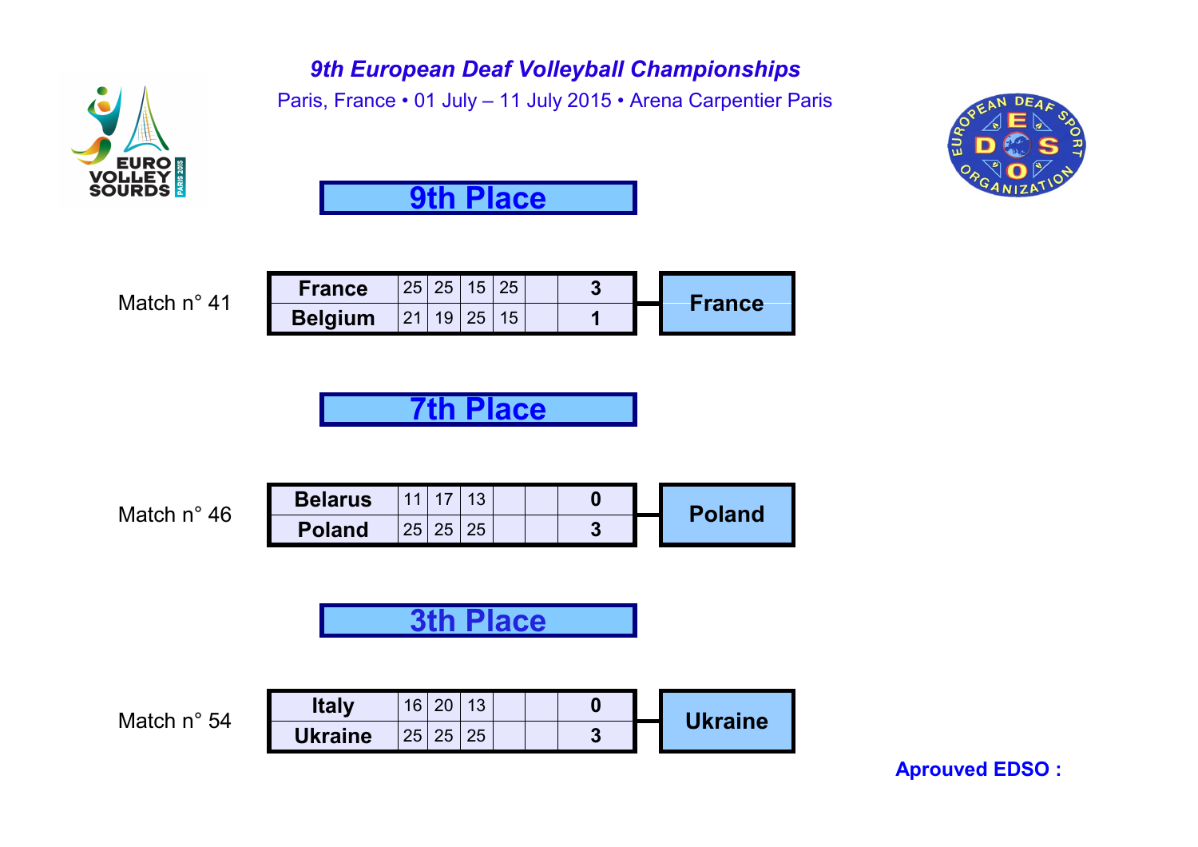# 9th European Deaf Volleyball Championships

Paris, France • 01 July – 11 July 2015 • Arena Carpentier Paris

## 9th Place

Match n° 41

| Team | Set 1 | Set 2 | Set 3 | Set 4 | Set 5 | Result | Winner |
|---|---|---|---|---|---|---|---|
| France | 25 | 25 | 15 | 25 | | 3 | France |
| Belgium | 21 | 19 | 25 | 15 | | 1 | |

## 7th Place

Match n° 46

| Team | Set 1 | Set 2 | Set 3 | Set 4 | Set 5 | Result | Winner |
|---|---|---|---|---|---|---|---|
| Belarus | 11 | 17 | 13 | | | 0 | Poland |
| Poland | 25 | 25 | 25 | | | 3 | |

## 3th Place

Match n° 54

| Team | Set 1 | Set 2 | Set 3 | Set 4 | Set 5 | Result | Winner |
|---|---|---|---|---|---|---|---|
| Italy | 16 | 20 | 13 | | | 0 | Ukraine |
| Ukraine | 25 | 25 | 25 | | | 3 | |

**Aprouved EDSO :**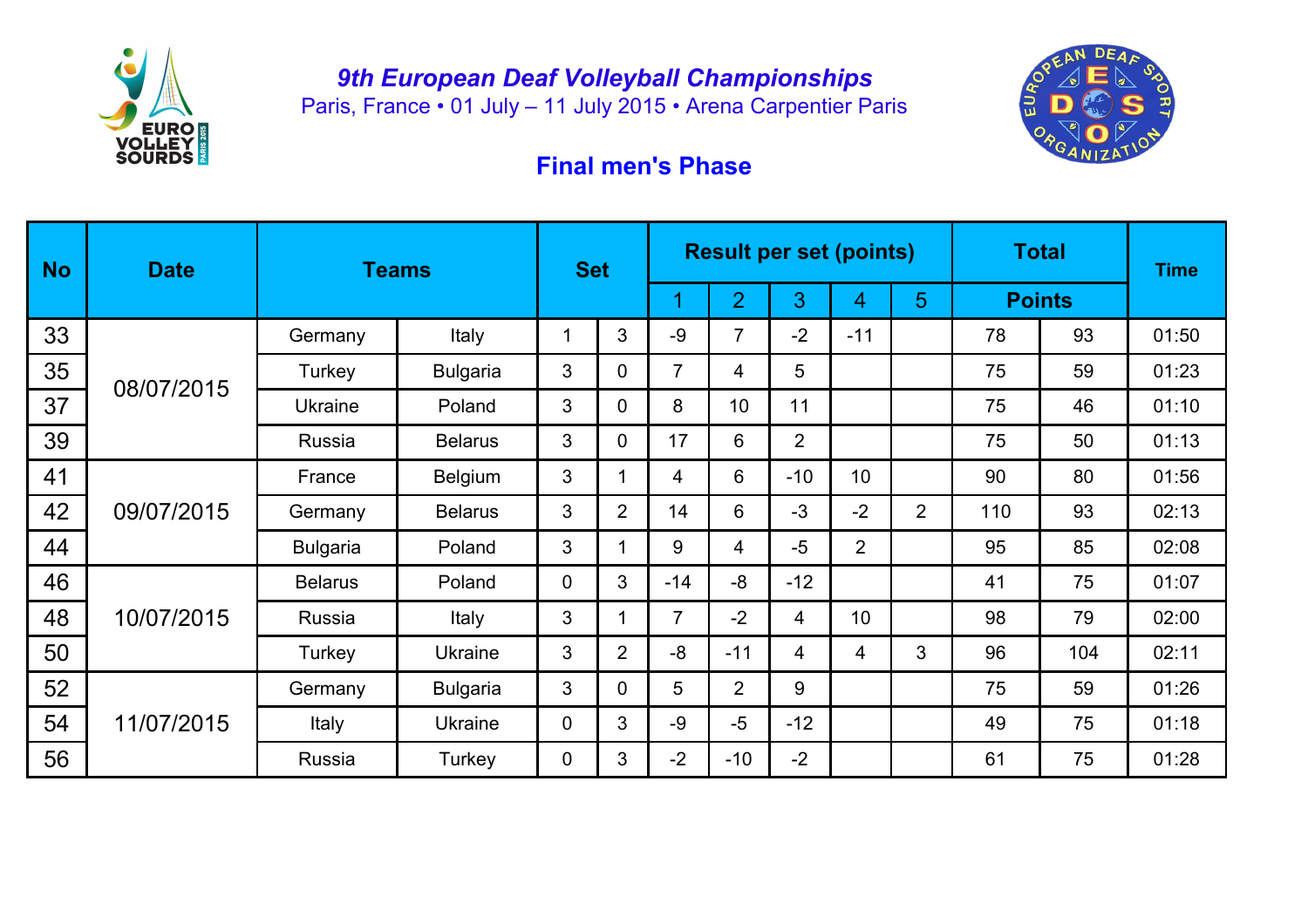# 9th European Deaf Volleyball Championships

Paris, France • 01 July – 11 July 2015 • Arena Carpentier Paris

## Final men's Phase

| No | Date | Teams | | Set | | Result per set (points) | | | | | Total | | Time |
|---|---|---|---|---|---|---|---|---|---|---|---|---|---|
| | | | | | | 1 | 2 | 3 | 4 | 5 | Points | | |
| 33 | 08/07/2015 | Germany | Italy | 1 | 3 | -9 | 7 | -2 | -11 | | 78 | 93 | 01:50 |
| 35 | | Turkey | Bulgaria | 3 | 0 | 7 | 4 | 5 | | | 75 | 59 | 01:23 |
| 37 | | Ukraine | Poland | 3 | 0 | 8 | 10 | 11 | | | 75 | 46 | 01:10 |
| 39 | | Russia | Belarus | 3 | 0 | 17 | 6 | 2 | | | 75 | 50 | 01:13 |
| 41 | 09/07/2015 | France | Belgium | 3 | 1 | 4 | 6 | -10 | 10 | | 90 | 80 | 01:56 |
| 42 | | Germany | Belarus | 3 | 2 | 14 | 6 | -3 | -2 | 2 | 110 | 93 | 02:13 |
| 44 | | Bulgaria | Poland | 3 | 1 | 9 | 4 | -5 | 2 | | 95 | 85 | 02:08 |
| 46 | 10/07/2015 | Belarus | Poland | 0 | 3 | -14 | -8 | -12 | | | 41 | 75 | 01:07 |
| 48 | | Russia | Italy | 3 | 1 | 7 | -2 | 4 | 10 | | 98 | 79 | 02:00 |
| 50 | | Turkey | Ukraine | 3 | 2 | -8 | -11 | 4 | 4 | 3 | 96 | 104 | 02:11 |
| 52 | 11/07/2015 | Germany | Bulgaria | 3 | 0 | 5 | 2 | 9 | | | 75 | 59 | 01:26 |
| 54 | | Italy | Ukraine | 0 | 3 | -9 | -5 | -12 | | | 49 | 75 | 01:18 |
| 56 | | Russia | Turkey | 0 | 3 | -2 | -10 | -2 | | | 61 | 75 | 01:28 |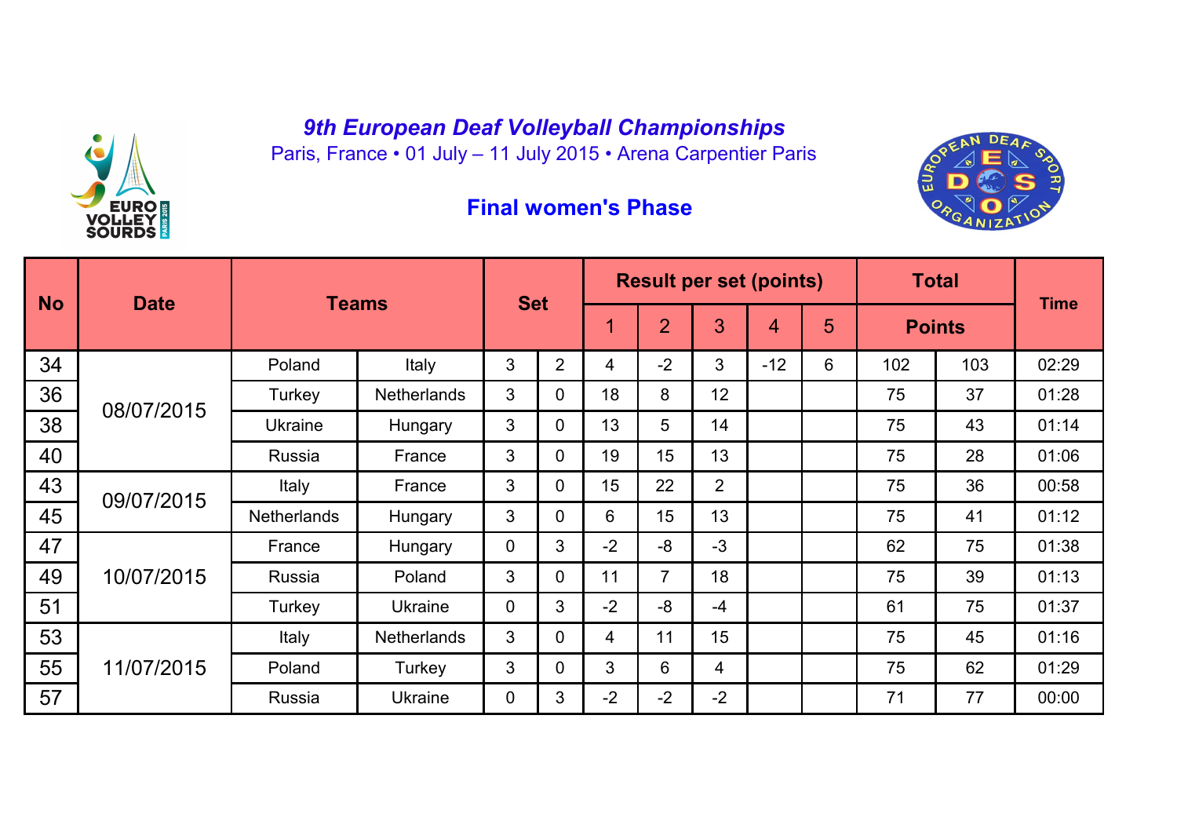# 9th European Deaf Volleyball Championships

Paris, France • 01 July – 11 July 2015 • Arena Carpentier Paris

## Final women's Phase

| No | Date | Teams | | Set | | Result per set (points) | | | | | Total | | Time |
|---|---|---|---|---|---|---|---|---|---|---|---|---|---|
| | | | | | | 1 | 2 | 3 | 4 | 5 | Points | | |
| 34 | 08/07/2015 | Poland | Italy | 3 | 2 | 4 | -2 | 3 | -12 | 6 | 102 | 103 | 02:29 |
| 36 | | Turkey | Netherlands | 3 | 0 | 18 | 8 | 12 | | | 75 | 37 | 01:28 |
| 38 | | Ukraine | Hungary | 3 | 0 | 13 | 5 | 14 | | | 75 | 43 | 01:14 |
| 40 | | Russia | France | 3 | 0 | 19 | 15 | 13 | | | 75 | 28 | 01:06 |
| 43 | 09/07/2015 | Italy | France | 3 | 0 | 15 | 22 | 2 | | | 75 | 36 | 00:58 |
| 45 | | Netherlands | Hungary | 3 | 0 | 6 | 15 | 13 | | | 75 | 41 | 01:12 |
| 47 | 10/07/2015 | France | Hungary | 0 | 3 | -2 | -8 | -3 | | | 62 | 75 | 01:38 |
| 49 | | Russia | Poland | 3 | 0 | 11 | 7 | 18 | | | 75 | 39 | 01:13 |
| 51 | | Turkey | Ukraine | 0 | 3 | -2 | -8 | -4 | | | 61 | 75 | 01:37 |
| 53 | 11/07/2015 | Italy | Netherlands | 3 | 0 | 4 | 11 | 15 | | | 75 | 45 | 01:16 |
| 55 | | Poland | Turkey | 3 | 0 | 3 | 6 | 4 | | | 75 | 62 | 01:29 |
| 57 | | Russia | Ukraine | 0 | 3 | -2 | -2 | -2 | | | 71 | 77 | 00:00 |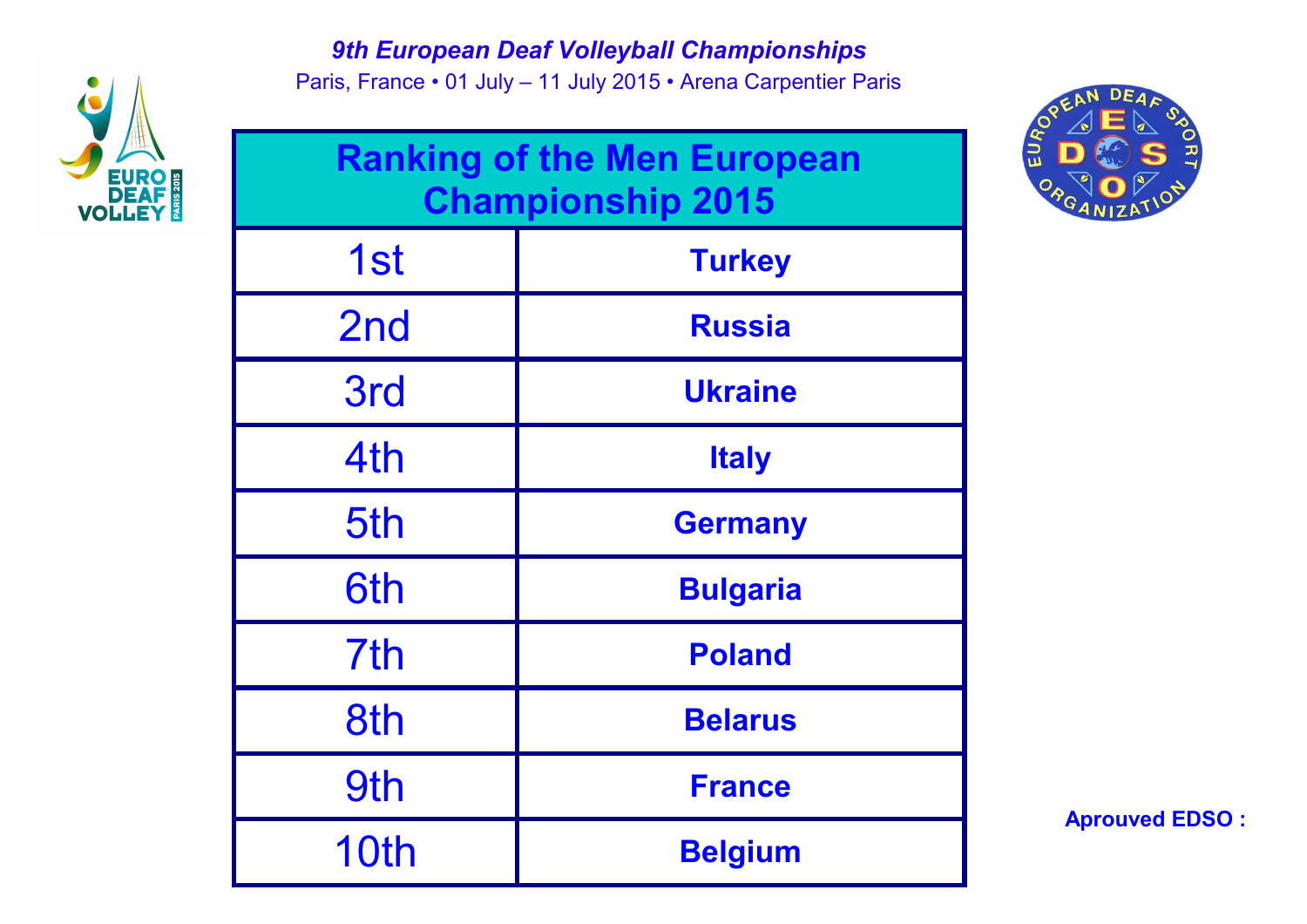*9th European Deaf Volleyball Championships*

Paris, France • 01 July – 11 July 2015 • Arena Carpentier Paris

| Ranking of the Men European Championship 2015 | |
|---|---|
| 1st | **Turkey** |
| 2nd | **Russia** |
| 3rd | **Ukraine** |
| 4th | **Italy** |
| 5th | **Germany** |
| 6th | **Bulgaria** |
| 7th | **Poland** |
| 8th | **Belarus** |
| 9th | **France** |
| 10th | **Belgium** |

**Aprouved EDSO :**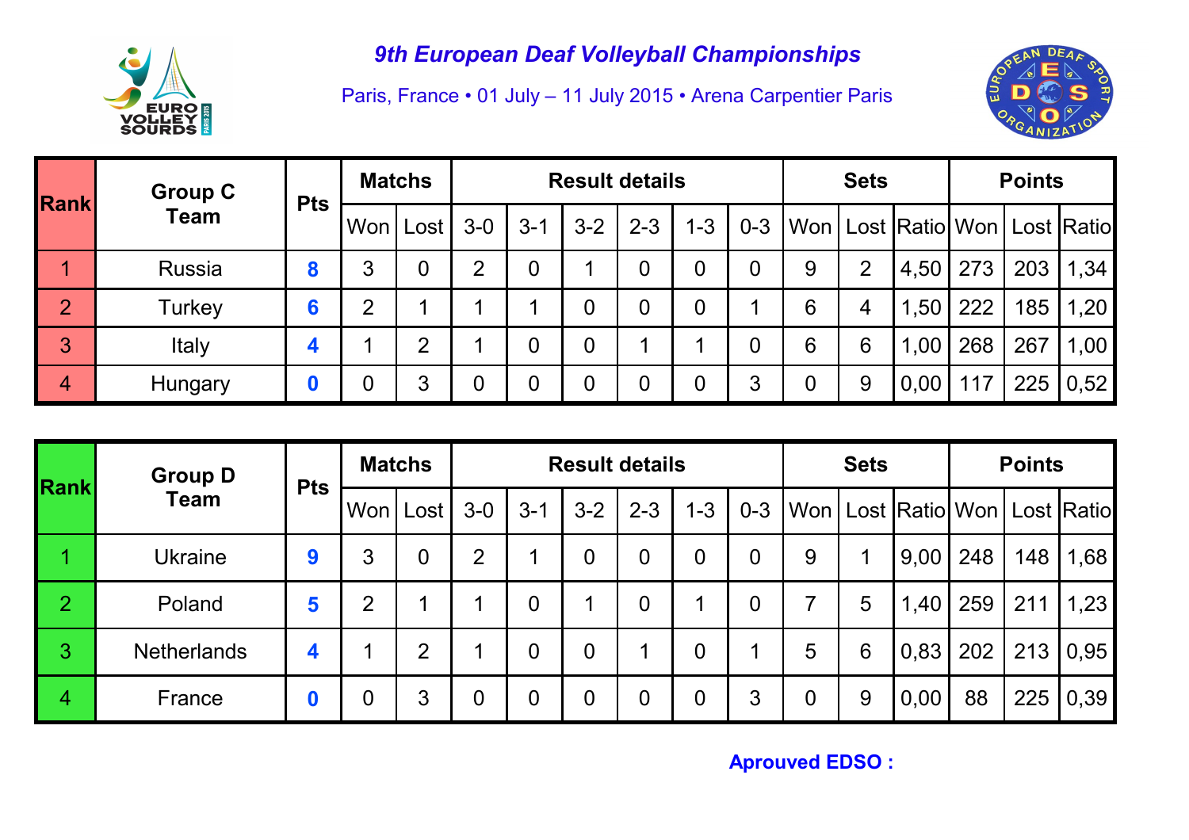# 9th European Deaf Volleyball Championships

Paris, France • 01 July – 11 July 2015 • Arena Carpentier Paris

| Rank | Group C Team | Pts | Matchs | | Result details | | | | | | Sets | | | Points | | |
|---|---|---|---|---|---|---|---|---|---|---|---|---|---|---|---|---|
| | | | Won | Lost | 3-0 | 3-1 | 3-2 | 2-3 | 1-3 | 0-3 | Won | Lost | Ratio | Won | Lost | Ratio |
| 1 | Russia | 8 | 3 | 0 | 2 | 0 | 1 | 0 | 0 | 0 | 9 | 2 | 4,50 | 273 | 203 | 1,34 |
| 2 | Turkey | 6 | 2 | 1 | 1 | 1 | 0 | 0 | 0 | 1 | 6 | 4 | 1,50 | 222 | 185 | 1,20 |
| 3 | Italy | 4 | 1 | 2 | 1 | 0 | 0 | 1 | 1 | 0 | 6 | 6 | 1,00 | 268 | 267 | 1,00 |
| 4 | Hungary | 0 | 0 | 3 | 0 | 0 | 0 | 0 | 0 | 3 | 0 | 9 | 0,00 | 117 | 225 | 0,52 |

| Rank | Group D Team | Pts | Matchs | | Result details | | | | | | Sets | | | Points | | |
|---|---|---|---|---|---|---|---|---|---|---|---|---|---|---|---|---|
| | | | Won | Lost | 3-0 | 3-1 | 3-2 | 2-3 | 1-3 | 0-3 | Won | Lost | Ratio | Won | Lost | Ratio |
| 1 | Ukraine | 9 | 3 | 0 | 2 | 1 | 0 | 0 | 0 | 0 | 9 | 1 | 9,00 | 248 | 148 | 1,68 |
| 2 | Poland | 5 | 2 | 1 | 1 | 0 | 1 | 0 | 1 | 0 | 7 | 5 | 1,40 | 259 | 211 | 1,23 |
| 3 | Netherlands | 4 | 1 | 2 | 1 | 0 | 0 | 1 | 0 | 1 | 5 | 6 | 0,83 | 202 | 213 | 0,95 |
| 4 | France | 0 | 0 | 3 | 0 | 0 | 0 | 0 | 0 | 3 | 0 | 9 | 0,00 | 88 | 225 | 0,39 |

**Aprouved EDSO :**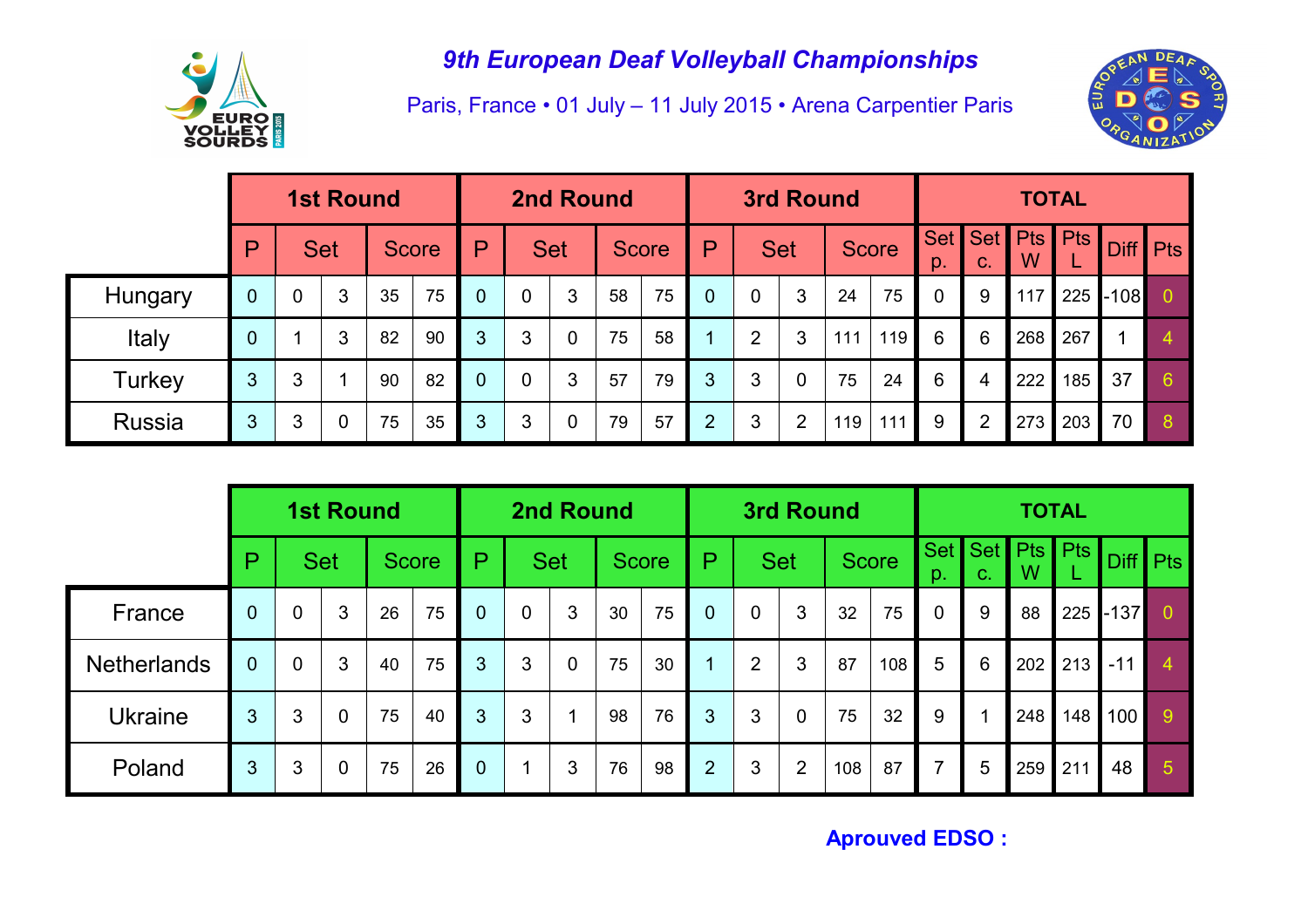# 9th European Deaf Volleyball Championships

Paris, France • 01 July – 11 July 2015 • Arena Carpentier Paris

| | 1st Round | | | | | 2nd Round | | | | | 3rd Round | | | | | TOTAL | | | | | |
|---|---|---|---|---|---|---|---|---|---|---|---|---|---|---|---|---|---|---|---|---|---|
| | P | Set | | Score | | P | Set | | Score | | P | Set | | Score | | Set p. | Set c. | Pts W | Pts L | Diff | Pts |
| Hungary | 0 | 0 | 3 | 35 | 75 | 0 | 0 | 3 | 58 | 75 | 0 | 0 | 3 | 24 | 75 | 0 | 9 | 117 | 225 | -108 | 0 |
| Italy | 0 | 1 | 3 | 82 | 90 | 3 | 3 | 0 | 75 | 58 | 1 | 2 | 3 | 111 | 119 | 6 | 6 | 268 | 267 | 1 | 4 |
| Turkey | 3 | 3 | 1 | 90 | 82 | 0 | 0 | 3 | 57 | 79 | 3 | 3 | 0 | 75 | 24 | 6 | 4 | 222 | 185 | 37 | 6 |
| Russia | 3 | 3 | 0 | 75 | 35 | 3 | 3 | 0 | 79 | 57 | 2 | 3 | 2 | 119 | 111 | 9 | 2 | 273 | 203 | 70 | 8 |

| | 1st Round | | | | | 2nd Round | | | | | 3rd Round | | | | | TOTAL | | | | | |
|---|---|---|---|---|---|---|---|---|---|---|---|---|---|---|---|---|---|---|---|---|---|
| | P | Set | | Score | | P | Set | | Score | | P | Set | | Score | | Set p. | Set c. | Pts W | Pts L | Diff | Pts |
| France | 0 | 0 | 3 | 26 | 75 | 0 | 0 | 3 | 30 | 75 | 0 | 0 | 3 | 32 | 75 | 0 | 9 | 88 | 225 | -137 | 0 |
| Netherlands | 0 | 0 | 3 | 40 | 75 | 3 | 3 | 0 | 75 | 30 | 1 | 2 | 3 | 87 | 108 | 5 | 6 | 202 | 213 | -11 | 4 |
| Ukraine | 3 | 3 | 0 | 75 | 40 | 3 | 3 | 1 | 98 | 76 | 3 | 3 | 0 | 75 | 32 | 9 | 1 | 248 | 148 | 100 | 9 |
| Poland | 3 | 3 | 0 | 75 | 26 | 0 | 1 | 3 | 76 | 98 | 2 | 3 | 2 | 108 | 87 | 7 | 5 | 259 | 211 | 48 | 5 |

**Aprouved EDSO :**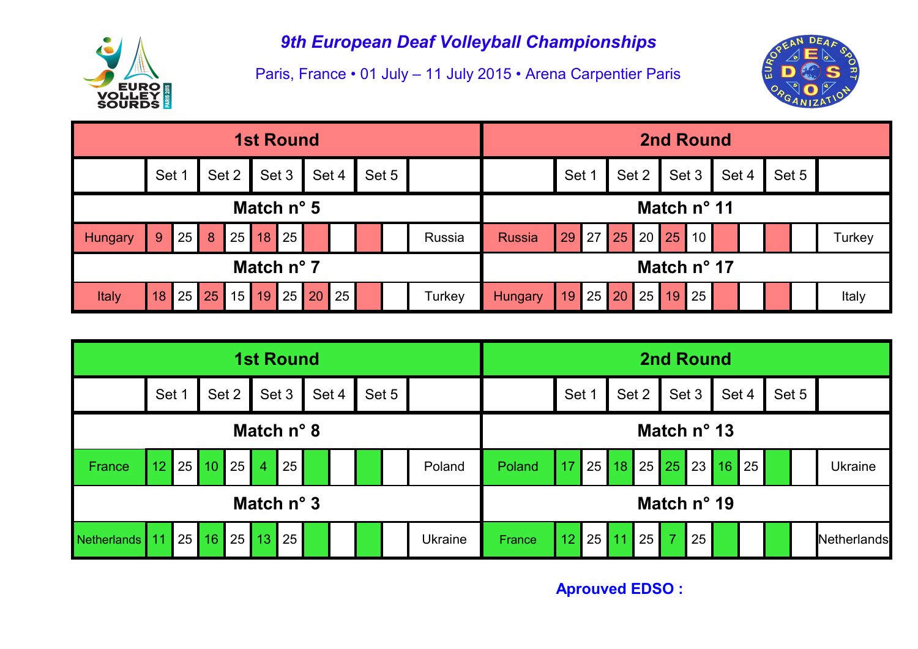# 9th European Deaf Volleyball Championships

Paris, France • 01 July – 11 July 2015 • Arena Carpentier Paris

| 1st Round | | | | | | | | | | | | 2nd Round | | | | | | | | | | | |
|---|---|---|---|---|---|---|---|---|---|---|---|---|---|---|---|---|---|---|---|---|---|---|---|
| | Set 1 | | Set 2 | | Set 3 | | Set 4 | | Set 5 | | | | Set 1 | | Set 2 | | Set 3 | | Set 4 | | Set 5 | | |
| **Match n° 5** | | | | | | | | | | | | **Match n° 11** | | | | | | | | | | | |
| Hungary | 9 | 25 | 8 | 25 | 18 | 25 | | | | | Russia | Russia | 29 | 27 | 25 | 20 | 25 | 10 | | | | | Turkey |
| **Match n° 7** | | | | | | | | | | | | **Match n° 17** | | | | | | | | | | | |
| Italy | 18 | 25 | 25 | 15 | 19 | 25 | 20 | 25 | | | Turkey | Hungary | 19 | 25 | 20 | 25 | 19 | 25 | | | | | Italy |

| 1st Round | | | | | | | | | | | | 2nd Round | | | | | | | | | | | |
|---|---|---|---|---|---|---|---|---|---|---|---|---|---|---|---|---|---|---|---|---|---|---|---|
| | Set 1 | | Set 2 | | Set 3 | | Set 4 | | Set 5 | | | | Set 1 | | Set 2 | | Set 3 | | Set 4 | | Set 5 | | |
| **Match n° 8** | | | | | | | | | | | | **Match n° 13** | | | | | | | | | | | |
| France | 12 | 25 | 10 | 25 | 4 | 25 | | | | | Poland | Poland | 17 | 25 | 18 | 25 | 25 | 23 | 16 | 25 | | | Ukraine |
| **Match n° 3** | | | | | | | | | | | | **Match n° 19** | | | | | | | | | | | |
| Netherlands | 11 | 25 | 16 | 25 | 13 | 25 | | | | | Ukraine | France | 12 | 25 | 11 | 25 | 7 | 25 | | | | | Netherlands |

**Aprouved EDSO :**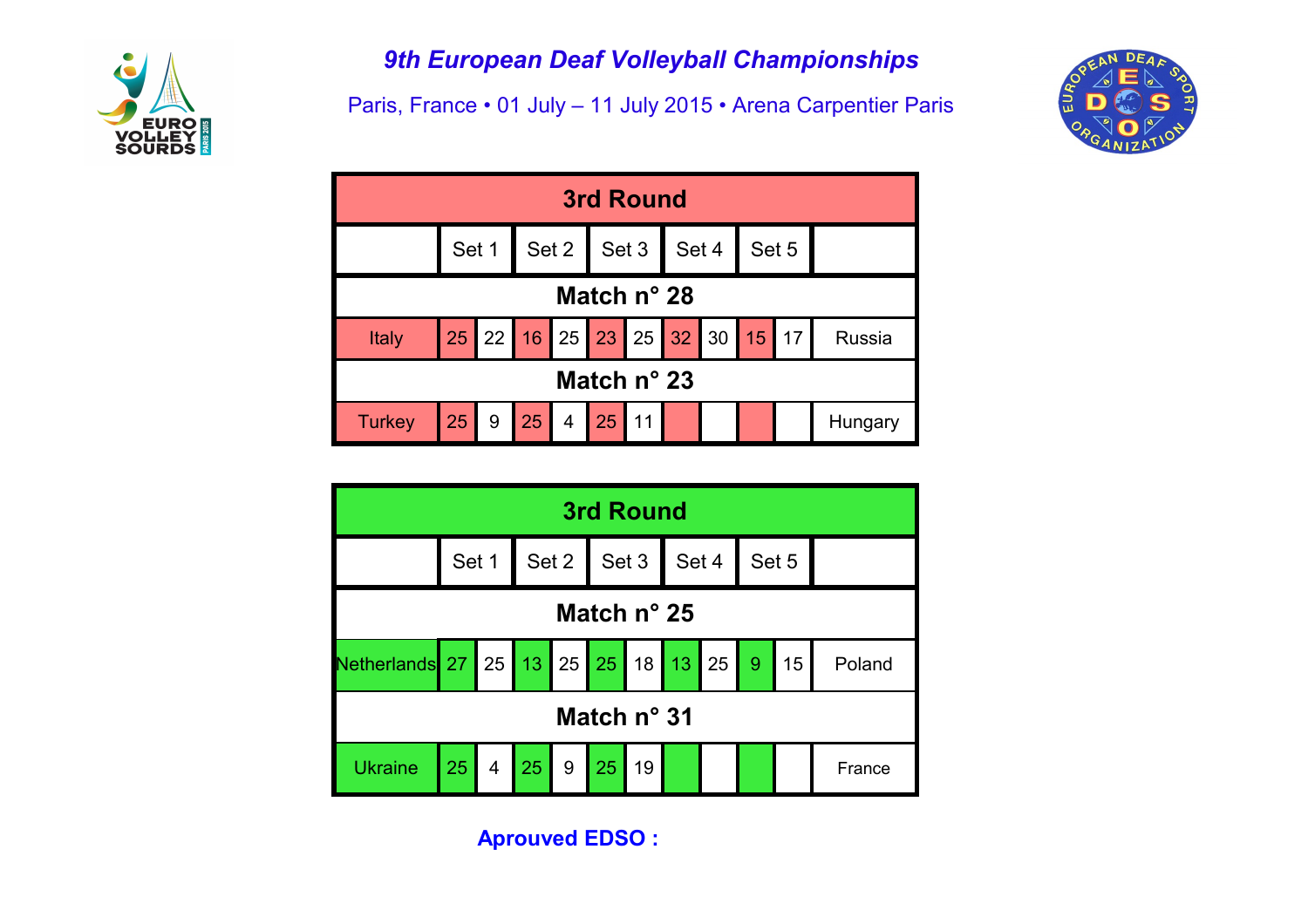# 9th European Deaf Volleyball Championships

Paris, France • 01 July – 11 July 2015 • Arena Carpentier Paris

| 3rd Round | | | | | | | | | | | |
|---|---|---|---|---|---|---|---|---|---|---|---|
| | Set 1 | | Set 2 | | Set 3 | | Set 4 | | Set 5 | | |
| **Match n° 28** | | | | | | | | | | | |
| Italy | 25 | 22 | 16 | 25 | 23 | 25 | 32 | 30 | 15 | 17 | Russia |
| **Match n° 23** | | | | | | | | | | | |
| Turkey | 25 | 9 | 25 | 4 | 25 | 11 | | | | | Hungary |

| 3rd Round | | | | | | | | | | | |
|---|---|---|---|---|---|---|---|---|---|---|---|
| | Set 1 | | Set 2 | | Set 3 | | Set 4 | | Set 5 | | |
| **Match n° 25** | | | | | | | | | | | |
| Netherlands | 27 | 25 | 13 | 25 | 25 | 18 | 13 | 25 | 9 | 15 | Poland |
| **Match n° 31** | | | | | | | | | | | |
| Ukraine | 25 | 4 | 25 | 9 | 25 | 19 | | | | | France |

**Aprouved EDSO :**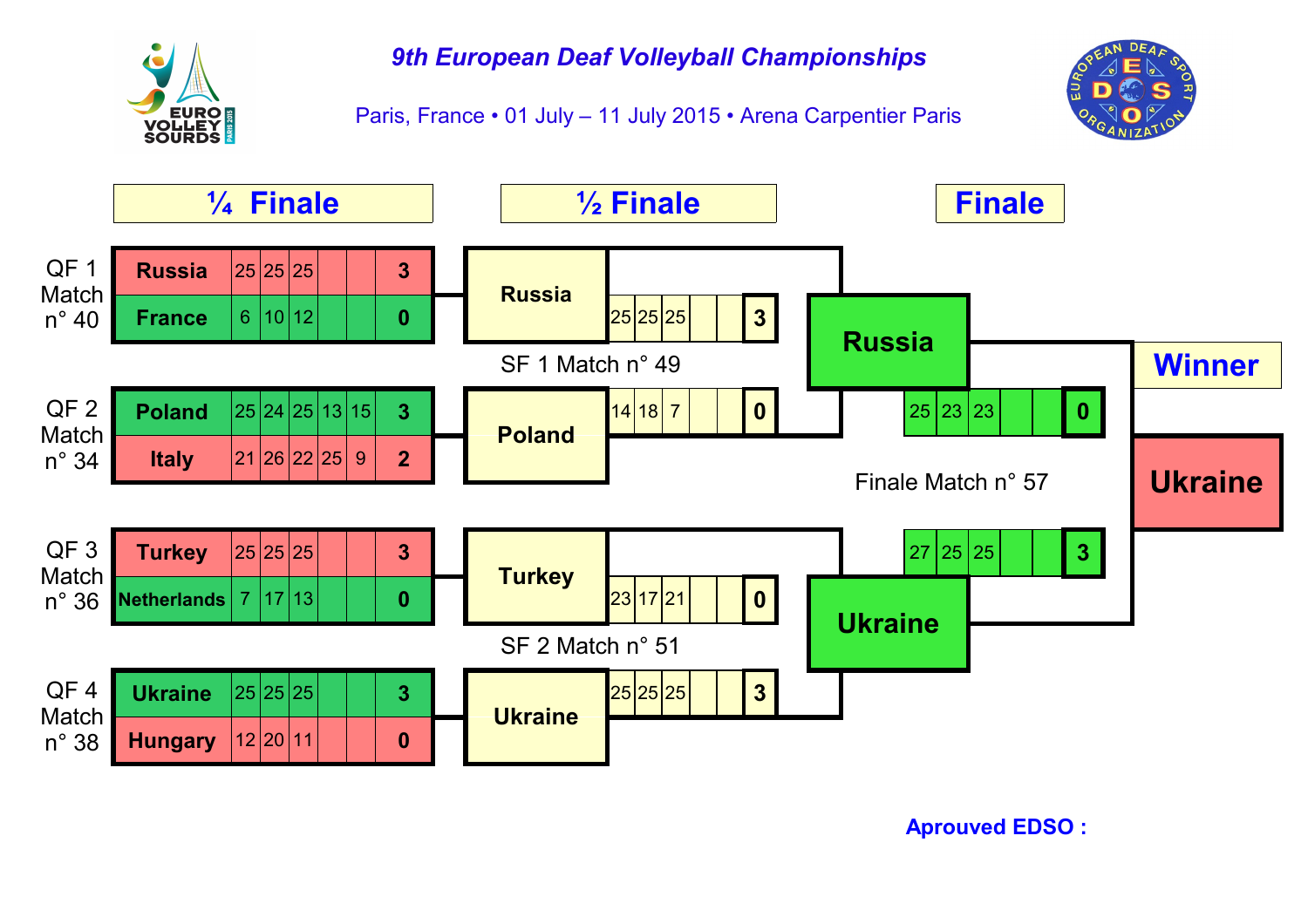# 9th European Deaf Volleyball Championships

Paris, France • 01 July – 11 July 2015 • Arena Carpentier Paris

## ¼ Finale

| Match | Team | Set 1 | Set 2 | Set 3 | Set 4 | Set 5 | Result |
|---|---|---|---|---|---|---|---|
| QF 1 Match n° 40 | Russia | 25 | 25 | 25 | | | 3 |
| | France | 6 | 10 | 12 | | | 0 |
| QF 2 Match n° 34 | Poland | 25 | 24 | 25 | 13 | 15 | 3 |
| | Italy | 21 | 26 | 22 | 25 | 9 | 2 |
| QF 3 Match n° 36 | Turkey | 25 | 25 | 25 | | | 3 |
| | Netherlands | 7 | 17 | 13 | | | 0 |
| QF 4 Match n° 38 | Ukraine | 25 | 25 | 25 | | | 3 |
| | Hungary | 12 | 20 | 11 | | | 0 |

## ½ Finale

| Match | Team | Set 1 | Set 2 | Set 3 | Set 4 | Set 5 | Result |
|---|---|---|---|---|---|---|---|
| SF 1 Match n° 49 | Russia | 25 | 25 | 25 | | | 3 |
| | Poland | 14 | 18 | 7 | | | 0 |
| SF 2 Match n° 51 | Turkey | 23 | 17 | 21 | | | 0 |
| | Ukraine | 25 | 25 | 25 | | | 3 |

## Finale

| Match | Team | Set 1 | Set 2 | Set 3 | Set 4 | Set 5 | Result |
|---|---|---|---|---|---|---|---|
| Finale Match n° 57 | Russia | 25 | 23 | 23 | | | 0 |
| | Ukraine | 27 | 25 | 25 | | | 3 |

**Winner:** Ukraine

**Aprouved EDSO :**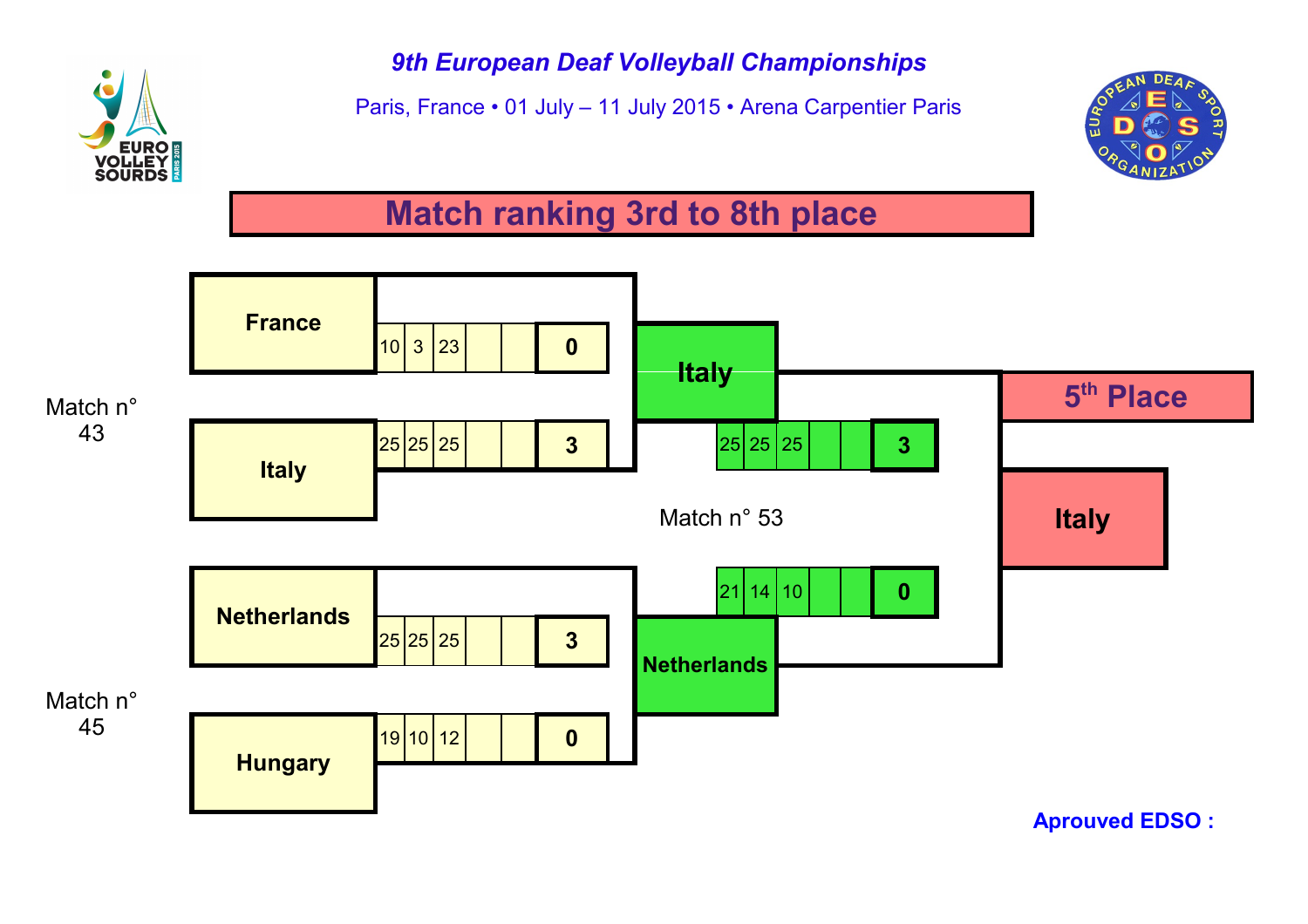# 9th European Deaf Volleyball Championships

Paris, France • 01 July – 11 July 2015 • Arena Carpentier Paris

## Match ranking 3rd to 8th place

**Match n° 43**

| Team | Set 1 | Set 2 | Set 3 | Set 4 | Set 5 | Result |
|---|---|---|---|---|---|---|
| France | 10 | 3 | 23 | | | 0 |
| Italy | 25 | 25 | 25 | | | 3 |

**Match n° 45**

| Team | Set 1 | Set 2 | Set 3 | Set 4 | Set 5 | Result |
|---|---|---|---|---|---|---|
| Netherlands | 25 | 25 | 25 | | | 3 |
| Hungary | 19 | 10 | 12 | | | 0 |

**Match n° 53**

| Team | Set 1 | Set 2 | Set 3 | Set 4 | Set 5 | Result |
|---|---|---|---|---|---|---|
| Italy | 25 | 25 | 25 | | | 3 |
| Netherlands | 21 | 14 | 10 | | | 0 |

**5th Place**

**Italy**

Aprouved EDSO :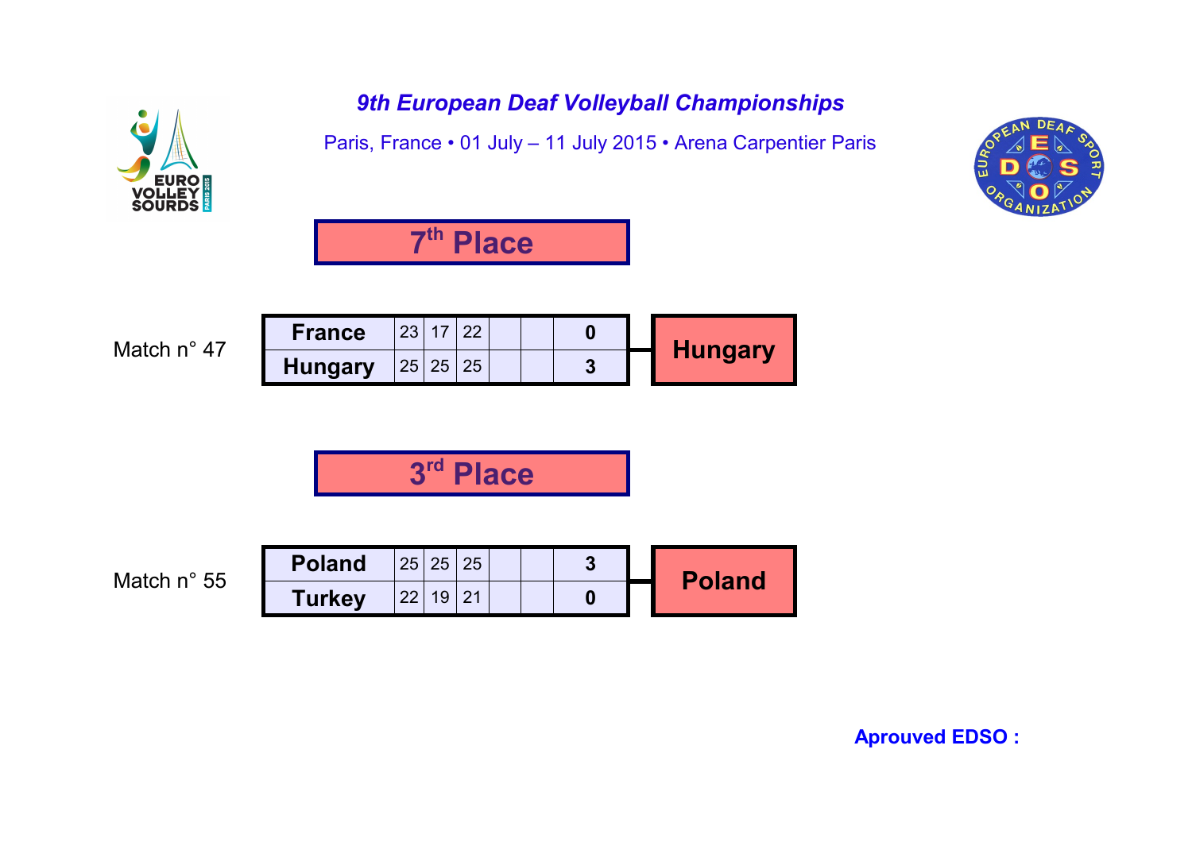*9th European Deaf Volleyball Championships*

Paris, France • 01 July – 11 July 2015 • Arena Carpentier Paris

## 7th Place

Match n° 47

| Team | Set 1 | Set 2 | Set 3 | Set 4 | Set 5 | Sets | Winner |
|---|---|---|---|---|---|---|---|
| France | 23 | 17 | 22 | | | 0 | Hungary |
| Hungary | 25 | 25 | 25 | | | 3 | |

## 3rd Place

Match n° 55

| Team | Set 1 | Set 2 | Set 3 | Set 4 | Set 5 | Sets | Winner |
|---|---|---|---|---|---|---|---|
| Poland | 25 | 25 | 25 | | | 3 | Poland |
| Turkey | 22 | 19 | 21 | | | 0 | |

**Aprouved EDSO :**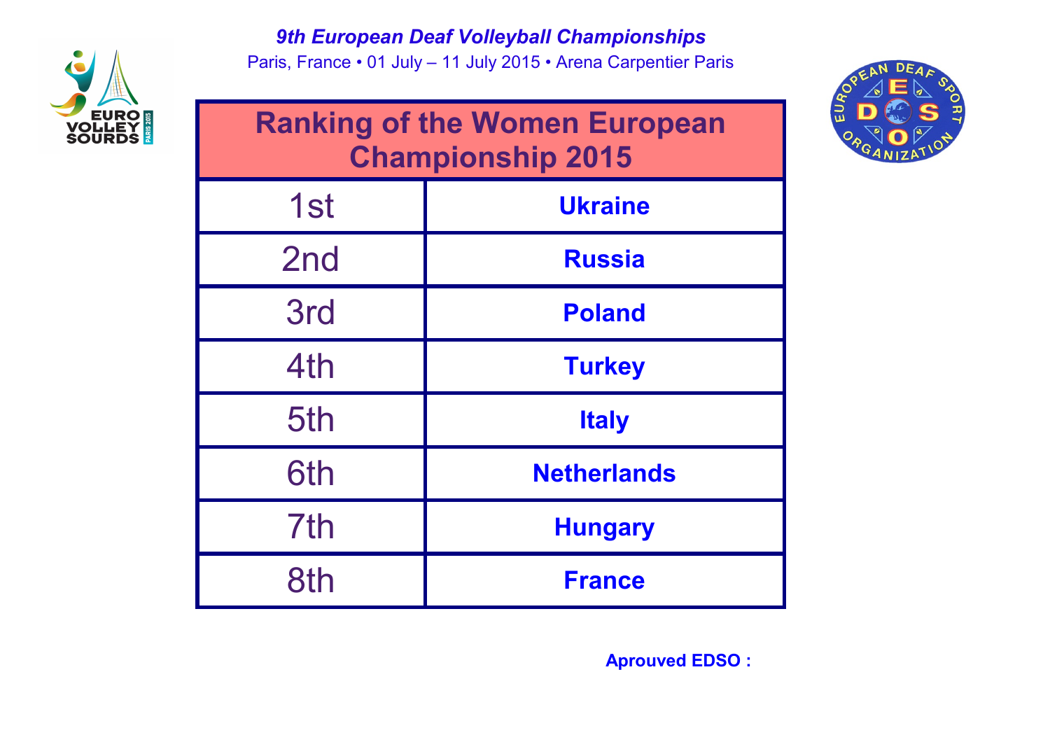***9th European Deaf Volleyball Championships***

Paris, France • 01 July – 11 July 2015 • Arena Carpentier Paris

| Ranking of the Women European Championship 2015 | |
|---|---|
| 1st | **Ukraine** |
| 2nd | **Russia** |
| 3rd | **Poland** |
| 4th | **Turkey** |
| 5th | **Italy** |
| 6th | **Netherlands** |
| 7th | **Hungary** |
| 8th | **France** |

**Aprouved EDSO :**